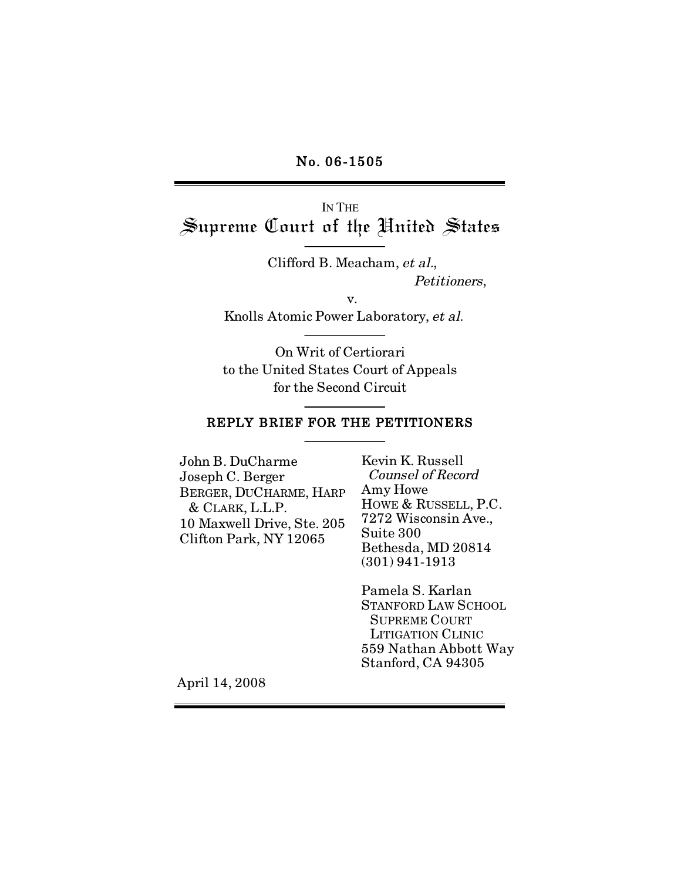No. 06-1505

IN THE
# Supreme Court of the United States

Clifford B. Meacham, *et al.*,
*Petitioners*,

v.

Knolls Atomic Power Laboratory, *et al.*

On Writ of Certiorari
to the United States Court of Appeals
for the Second Circuit

## REPLY BRIEF FOR THE PETITIONERS

John B. DuCharme
Joseph C. Berger
BERGER, DUCHARME, HARP & CLARK, L.L.P.
10 Maxwell Drive, Ste. 205
Clifton Park, NY 12065

Kevin K. Russell
*Counsel of Record*
Amy Howe
HOWE & RUSSELL, P.C.
7272 Wisconsin Ave., Suite 300
Bethesda, MD 20814
(301) 941-1913

Pamela S. Karlan
STANFORD LAW SCHOOL SUPREME COURT LITIGATION CLINIC
559 Nathan Abbott Way
Stanford, CA 94305

April 14, 2008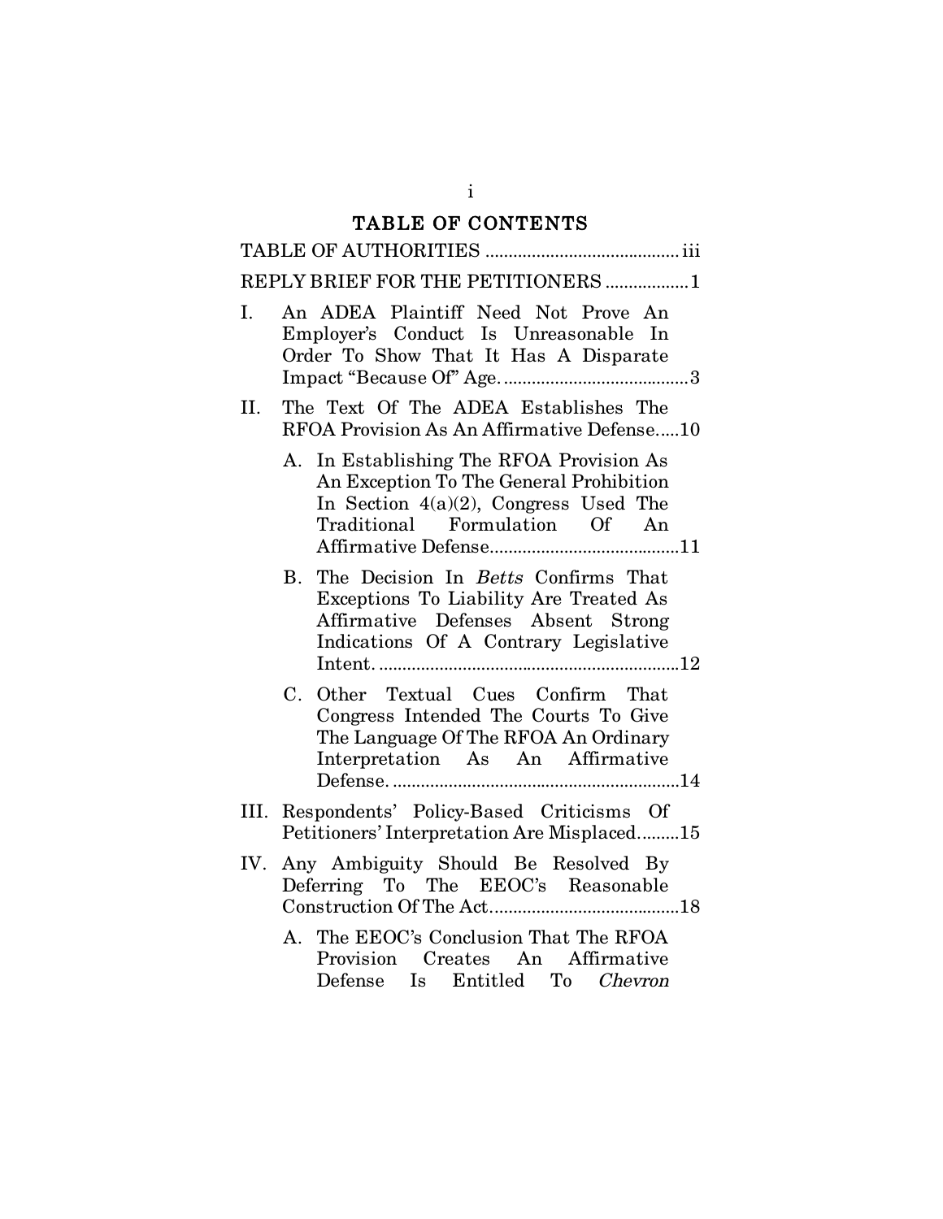# TABLE OF CONTENTS

TABLE OF AUTHORITIES .......................................... iii

REPLY BRIEF FOR THE PETITIONERS .................. 1

I. An ADEA Plaintiff Need Not Prove An Employer's Conduct Is Unreasonable In Order To Show That It Has A Disparate Impact "Because Of" Age. ........................................ 3

II. The Text Of The ADEA Establishes The RFOA Provision As An Affirmative Defense..... 10

   A. In Establishing The RFOA Provision As An Exception To The General Prohibition In Section 4(a)(2), Congress Used The Traditional Formulation Of An Affirmative Defense......................................... 11

   B. The Decision In *Betts* Confirms That Exceptions To Liability Are Treated As Affirmative Defenses Absent Strong Indications Of A Contrary Legislative Intent. ................................................................ 12

   C. Other Textual Cues Confirm That Congress Intended The Courts To Give The Language Of The RFOA An Ordinary Interpretation As An Affirmative Defense. ............................................................... 14

III. Respondents' Policy-Based Criticisms Of Petitioners' Interpretation Are Misplaced......... 15

IV. Any Ambiguity Should Be Resolved By Deferring To The EEOC's Reasonable Construction Of The Act......................................... 18

   A. The EEOC's Conclusion That The RFOA Provision Creates An Affirmative Defense Is Entitled To *Chevron*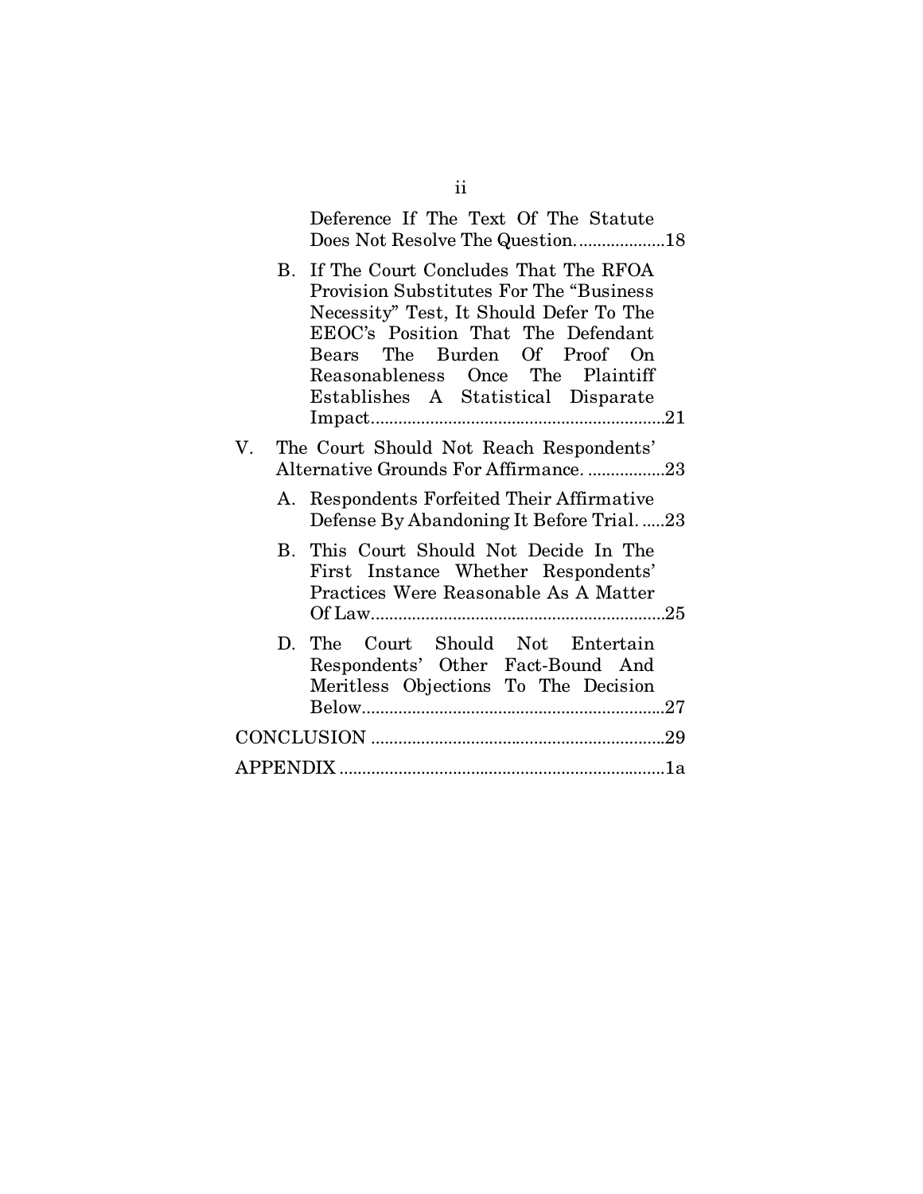Deference If The Text Of The Statute Does Not Resolve The Question. ....................18

B. If The Court Concludes That The RFOA Provision Substitutes For The "Business Necessity" Test, It Should Defer To The EEOC's Position That The Defendant Bears The Burden Of Proof On Reasonableness Once The Plaintiff Establishes A Statistical Disparate Impact.................................................................21

V. The Court Should Not Reach Respondents' Alternative Grounds For Affirmance. .................23

A. Respondents Forfeited Their Affirmative Defense By Abandoning It Before Trial. .....23

B. This Court Should Not Decide In The First Instance Whether Respondents' Practices Were Reasonable As A Matter Of Law.................................................................25

D. The Court Should Not Entertain Respondents' Other Fact-Bound And Meritless Objections To The Decision Below...................................................................27

CONCLUSION .................................................................29

APPENDIX ........................................................................1a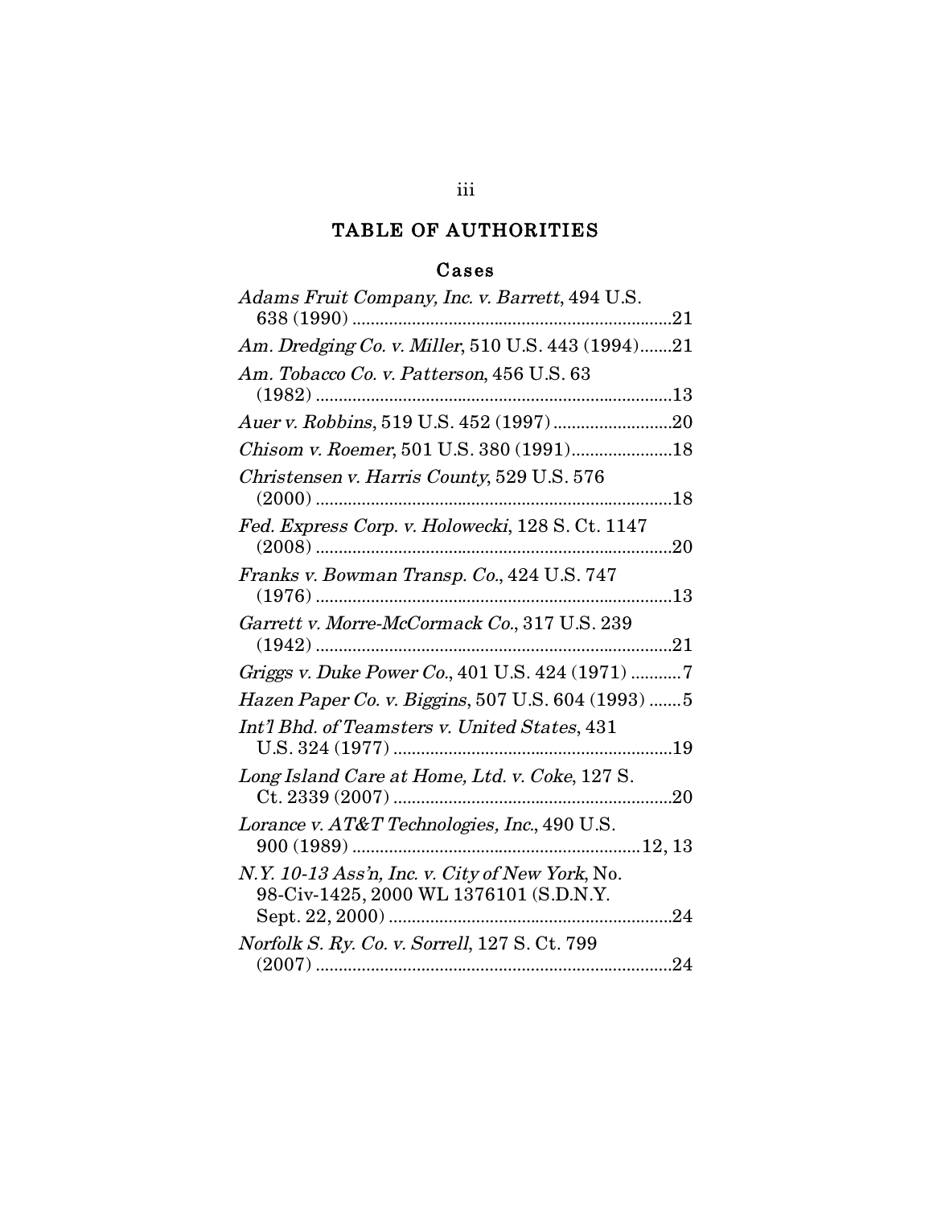## TABLE OF AUTHORITIES

### Cases

*Adams Fruit Company, Inc. v. Barrett*, 494 U.S. 638 (1990) ....................................................................21

*Am. Dredging Co. v. Miller*, 510 U.S. 443 (1994).......21

*Am. Tobacco Co. v. Patterson*, 456 U.S. 63 (1982) ..........................................................................13

*Auer v. Robbins*, 519 U.S. 452 (1997) ..........................20

*Chisom v. Roemer*, 501 U.S. 380 (1991)......................18

*Christensen v. Harris County*, 529 U.S. 576 (2000) ..........................................................................18

*Fed. Express Corp. v. Holowecki*, 128 S. Ct. 1147 (2008) ..........................................................................20

*Franks v. Bowman Transp. Co.*, 424 U.S. 747 (1976) ..........................................................................13

*Garrett v. Morre-McCormack Co.*, 317 U.S. 239 (1942) ..........................................................................21

*Griggs v. Duke Power Co.*, 401 U.S. 424 (1971) ...........7

*Hazen Paper Co. v. Biggins*, 507 U.S. 604 (1993) .......5

*Int'l Bhd. of Teamsters v. United States*, 431 U.S. 324 (1977) ............................................................19

*Long Island Care at Home, Ltd. v. Coke*, 127 S. Ct. 2339 (2007) ............................................................20

*Lorance v. AT&T Technologies, Inc.*, 490 U.S. 900 (1989) ..............................................................12, 13

*N.Y. 10-13 Ass'n, Inc. v. City of New York*, No. 98-Civ-1425, 2000 WL 1376101 (S.D.N.Y. Sept. 22, 2000) .............................................................24

*Norfolk S. Ry. Co. v. Sorrell*, 127 S. Ct. 799 (2007) ..........................................................................24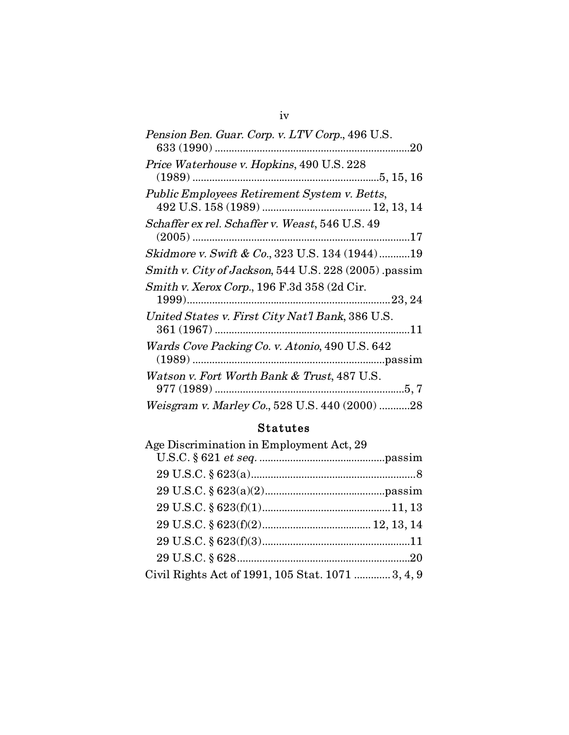*Pension Ben. Guar. Corp. v. LTV Corp.*, 496 U.S. 633 (1990) .......................................................................20

*Price Waterhouse v. Hopkins*, 490 U.S. 228 (1989) ..................................................................5, 15, 16

*Public Employees Retirement System v. Betts*, 492 U.S. 158 (1989) ...................................... 12, 13, 14

*Schaffer ex rel. Schaffer v. Weast*, 546 U.S. 49 (2005) ..............................................................................17

*Skidmore v. Swift & Co.*, 323 U.S. 134 (1944)...........19

*Smith v. City of Jackson*, 544 U.S. 228 (2005) .passim

*Smith v. Xerox Corp.*, 196 F.3d 358 (2d Cir. 1999).........................................................................23, 24

*United States v. First City Nat'l Bank*, 386 U.S. 361 (1967) ......................................................................11

*Wards Cove Packing Co. v. Atonio*, 490 U.S. 642 (1989) ....................................................................passim

*Watson v. Fort Worth Bank & Trust*, 487 U.S. 977 (1989) ....................................................................5, 7

*Weisgram v. Marley Co.*, 528 U.S. 440 (2000) ...........28

## Statutes

Age Discrimination in Employment Act, 29 U.S.C. § 621 *et seq.* .............................................passim

29 U.S.C. § 623(a)...........................................................8

29 U.S.C. § 623(a)(2)...........................................passim

29 U.S.C. § 623(f)(1)............................................11, 13

29 U.S.C. § 623(f)(2)...................................... 12, 13, 14

29 U.S.C. § 623(f)(3)....................................................11

29 U.S.C. § 628.............................................................20

Civil Rights Act of 1991, 105 Stat. 1071 ............. 3, 4, 9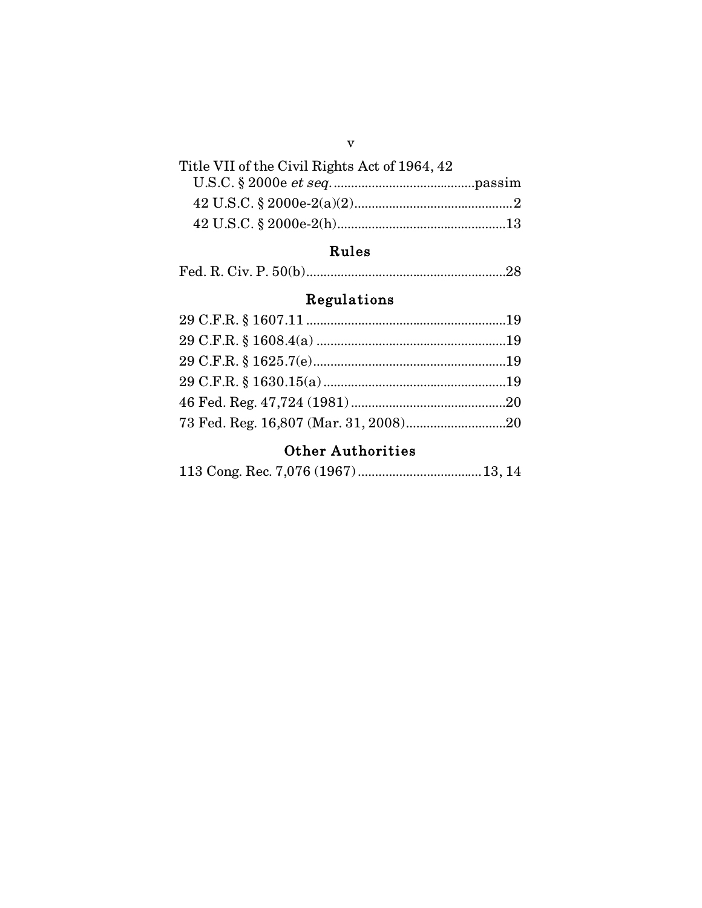Title VII of the Civil Rights Act of 1964, 42 U.S.C. § 2000e *et seq.* .........................................passim

42 U.S.C. § 2000e-2(a)(2)..............................................2

42 U.S.C. § 2000e-2(h)................................................13

## Rules

Fed. R. Civ. P. 50(b).........................................................28

## Regulations

29 C.F.R. § 1607.11 ..........................................................19

29 C.F.R. § 1608.4(a) .......................................................19

29 C.F.R. § 1625.7(e)........................................................19

29 C.F.R. § 1630.15(a) .....................................................19

46 Fed. Reg. 47,724 (1981) .............................................20

73 Fed. Reg. 16,807 (Mar. 31, 2008).............................20

## Other Authorities

113 Cong. Rec. 7,076 (1967) .................................... 13, 14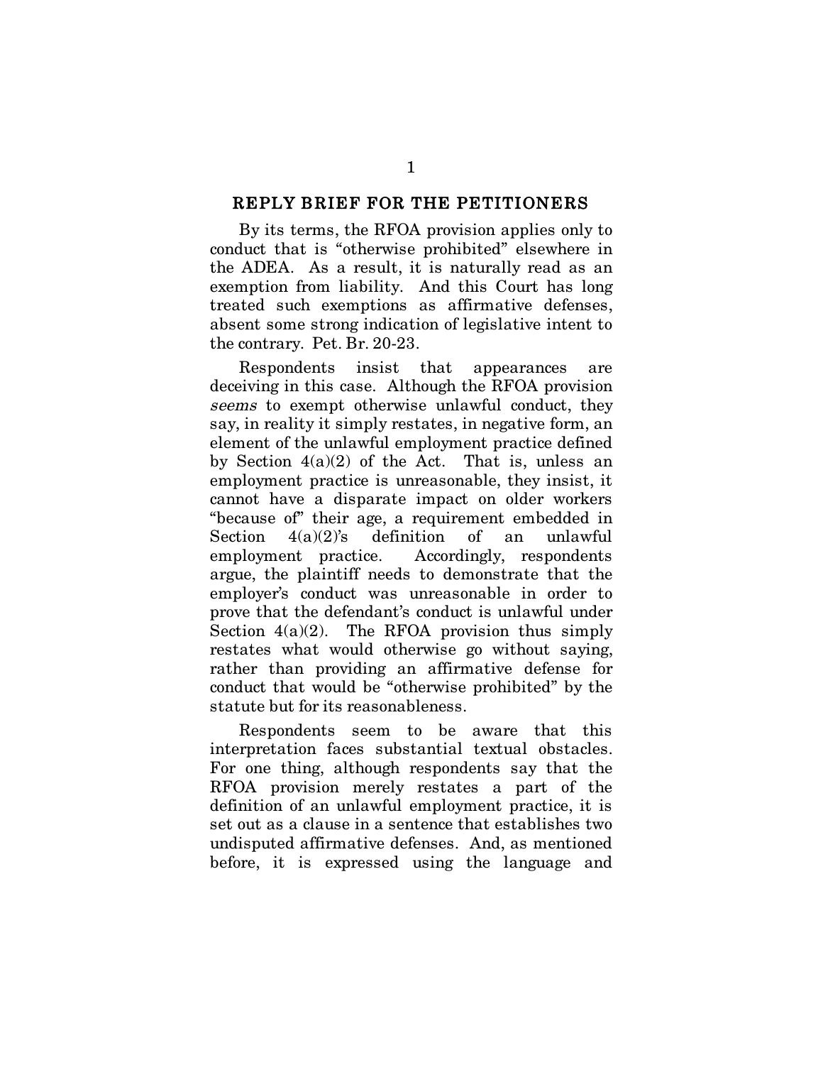## REPLY BRIEF FOR THE PETITIONERS

By its terms, the RFOA provision applies only to conduct that is "otherwise prohibited" elsewhere in the ADEA. As a result, it is naturally read as an exemption from liability. And this Court has long treated such exemptions as affirmative defenses, absent some strong indication of legislative intent to the contrary. Pet. Br. 20-23.

Respondents insist that appearances are deceiving in this case. Although the RFOA provision *seems* to exempt otherwise unlawful conduct, they say, in reality it simply restates, in negative form, an element of the unlawful employment practice defined by Section 4(a)(2) of the Act. That is, unless an employment practice is unreasonable, they insist, it cannot have a disparate impact on older workers "because of" their age, a requirement embedded in Section 4(a)(2)'s definition of an unlawful employment practice. Accordingly, respondents argue, the plaintiff needs to demonstrate that the employer's conduct was unreasonable in order to prove that the defendant's conduct is unlawful under Section 4(a)(2). The RFOA provision thus simply restates what would otherwise go without saying, rather than providing an affirmative defense for conduct that would be "otherwise prohibited" by the statute but for its reasonableness.

Respondents seem to be aware that this interpretation faces substantial textual obstacles. For one thing, although respondents say that the RFOA provision merely restates a part of the definition of an unlawful employment practice, it is set out as a clause in a sentence that establishes two undisputed affirmative defenses. And, as mentioned before, it is expressed using the language and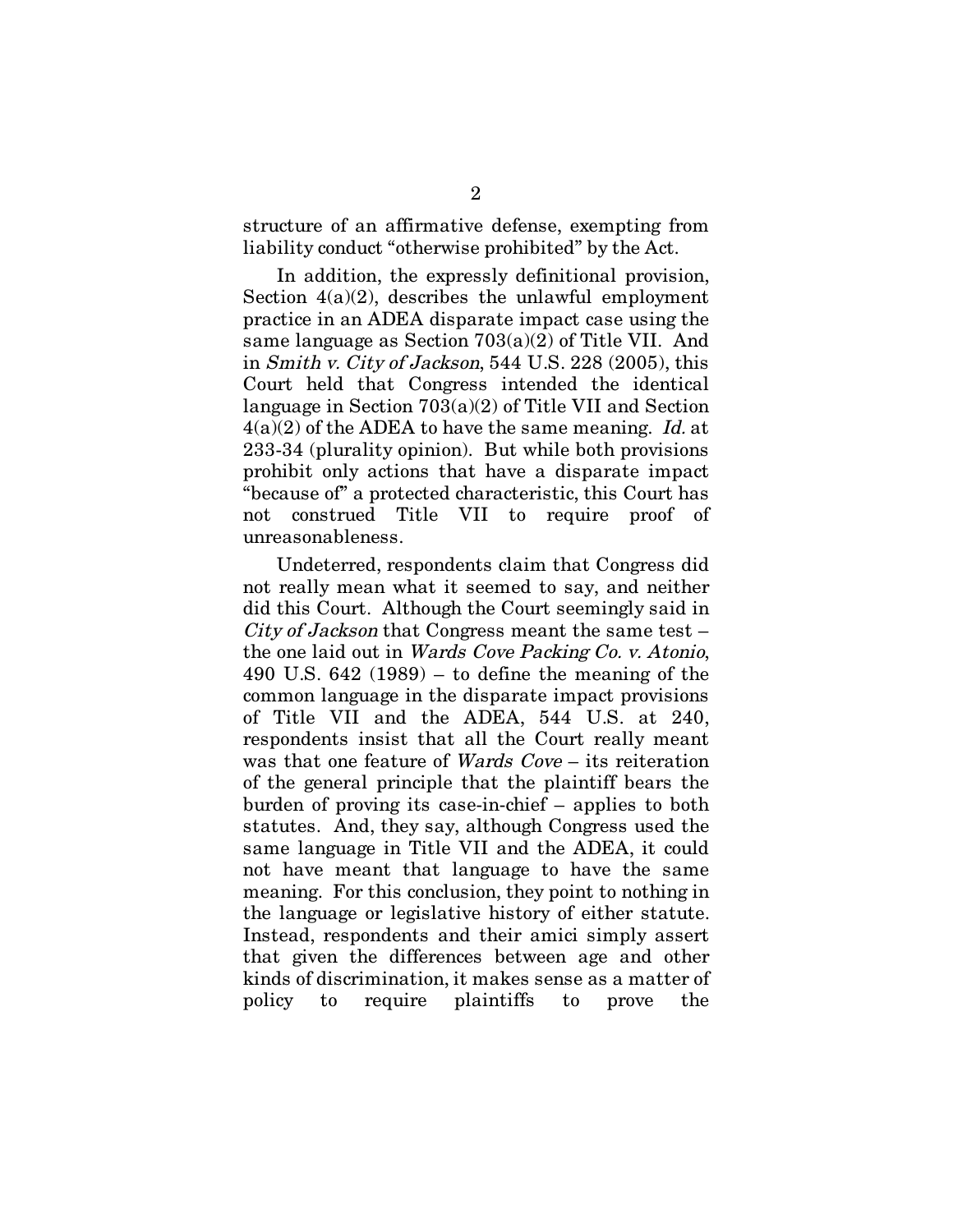structure of an affirmative defense, exempting from liability conduct "otherwise prohibited" by the Act.

In addition, the expressly definitional provision, Section 4(a)(2), describes the unlawful employment practice in an ADEA disparate impact case using the same language as Section 703(a)(2) of Title VII. And in *Smith v. City of Jackson*, 544 U.S. 228 (2005), this Court held that Congress intended the identical language in Section 703(a)(2) of Title VII and Section 4(a)(2) of the ADEA to have the same meaning. *Id.* at 233-34 (plurality opinion). But while both provisions prohibit only actions that have a disparate impact "because of" a protected characteristic, this Court has not construed Title VII to require proof of unreasonableness.

Undeterred, respondents claim that Congress did not really mean what it seemed to say, and neither did this Court. Although the Court seemingly said in *City of Jackson* that Congress meant the same test – the one laid out in *Wards Cove Packing Co. v. Atonio*, 490 U.S. 642 (1989) – to define the meaning of the common language in the disparate impact provisions of Title VII and the ADEA, 544 U.S. at 240, respondents insist that all the Court really meant was that one feature of *Wards Cove* – its reiteration of the general principle that the plaintiff bears the burden of proving its case-in-chief – applies to both statutes. And, they say, although Congress used the same language in Title VII and the ADEA, it could not have meant that language to have the same meaning. For this conclusion, they point to nothing in the language or legislative history of either statute. Instead, respondents and their amici simply assert that given the differences between age and other kinds of discrimination, it makes sense as a matter of policy to require plaintiffs to prove the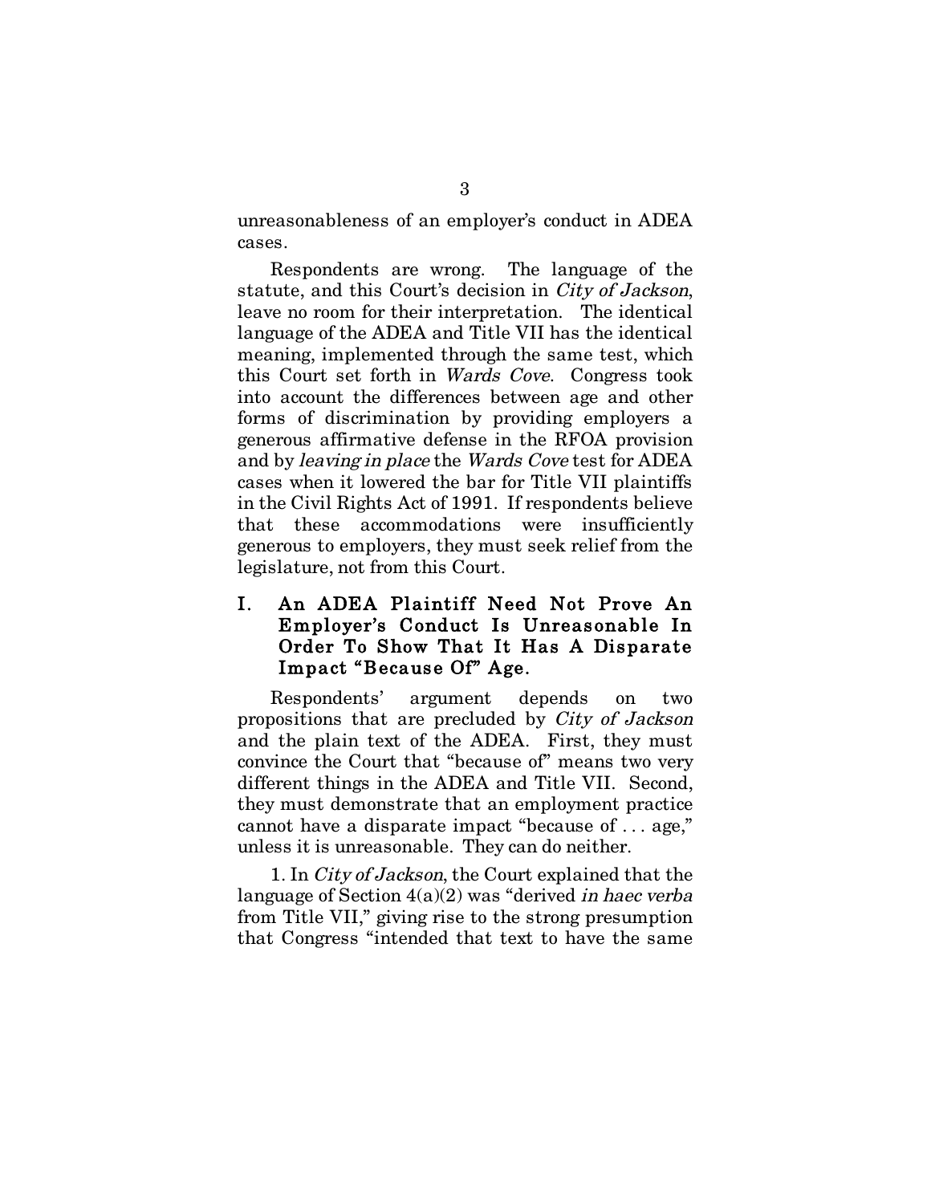unreasonableness of an employer's conduct in ADEA cases.

Respondents are wrong. The language of the statute, and this Court's decision in *City of Jackson*, leave no room for their interpretation. The identical language of the ADEA and Title VII has the identical meaning, implemented through the same test, which this Court set forth in *Wards Cove*. Congress took into account the differences between age and other forms of discrimination by providing employers a generous affirmative defense in the RFOA provision and by *leaving in place* the *Wards Cove* test for ADEA cases when it lowered the bar for Title VII plaintiffs in the Civil Rights Act of 1991. If respondents believe that these accommodations were insufficiently generous to employers, they must seek relief from the legislature, not from this Court.

## I. An ADEA Plaintiff Need Not Prove An Employer's Conduct Is Unreasonable In Order To Show That It Has A Disparate Impact "Because Of" Age.

Respondents' argument depends on two propositions that are precluded by *City of Jackson* and the plain text of the ADEA. First, they must convince the Court that "because of" means two very different things in the ADEA and Title VII. Second, they must demonstrate that an employment practice cannot have a disparate impact "because of . . . age," unless it is unreasonable. They can do neither.

1. In *City of Jackson*, the Court explained that the language of Section 4(a)(2) was "derived *in haec verba* from Title VII," giving rise to the strong presumption that Congress "intended that text to have the same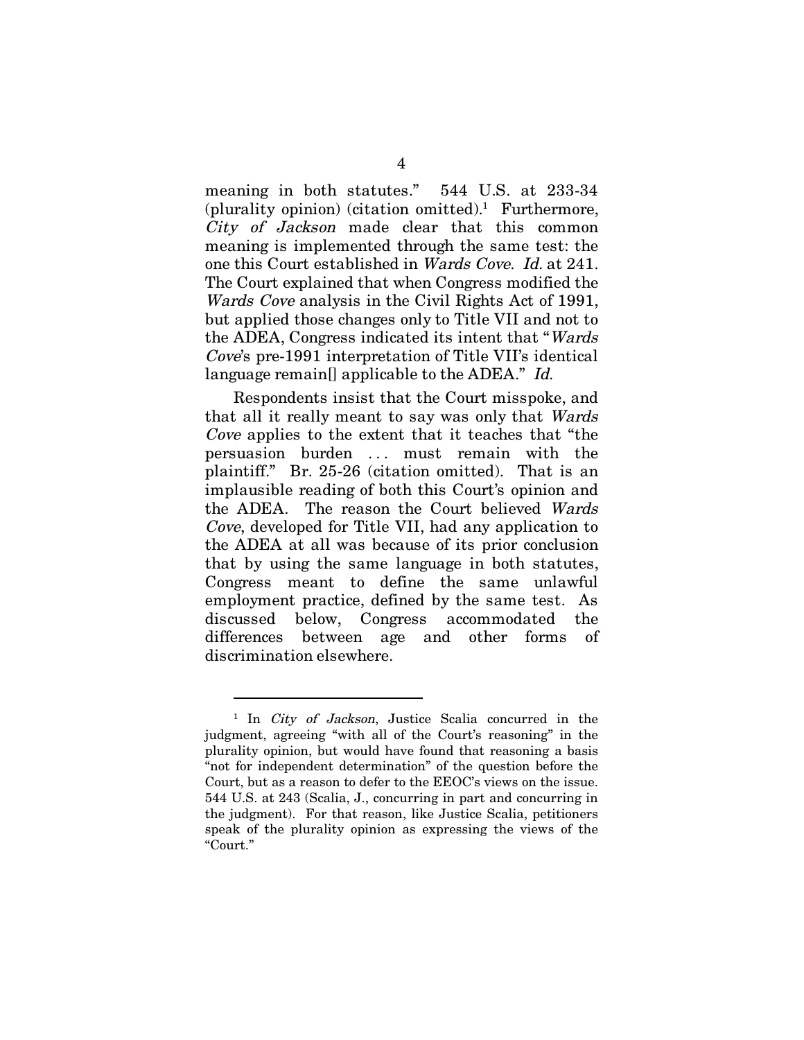meaning in both statutes." 544 U.S. at 233-34 (plurality opinion) (citation omitted).[1] Furthermore, *City of Jackson* made clear that this common meaning is implemented through the same test: the one this Court established in *Wards Cove*. *Id.* at 241. The Court explained that when Congress modified the *Wards Cove* analysis in the Civil Rights Act of 1991, but applied those changes only to Title VII and not to the ADEA, Congress indicated its intent that "*Wards Cove*'s pre-1991 interpretation of Title VII's identical language remain[] applicable to the ADEA." *Id.*

Respondents insist that the Court misspoke, and that all it really meant to say was only that *Wards Cove* applies to the extent that it teaches that "the persuasion burden . . . must remain with the plaintiff." Br. 25-26 (citation omitted). That is an implausible reading of both this Court's opinion and the ADEA. The reason the Court believed *Wards Cove*, developed for Title VII, had any application to the ADEA at all was because of its prior conclusion that by using the same language in both statutes, Congress meant to define the same unlawful employment practice, defined by the same test. As discussed below, Congress accommodated the differences between age and other forms of discrimination elsewhere.

---

[1] In *City of Jackson*, Justice Scalia concurred in the judgment, agreeing "with all of the Court's reasoning" in the plurality opinion, but would have found that reasoning a basis "not for independent determination" of the question before the Court, but as a reason to defer to the EEOC's views on the issue. 544 U.S. at 243 (Scalia, J., concurring in part and concurring in the judgment). For that reason, like Justice Scalia, petitioners speak of the plurality opinion as expressing the views of the "Court."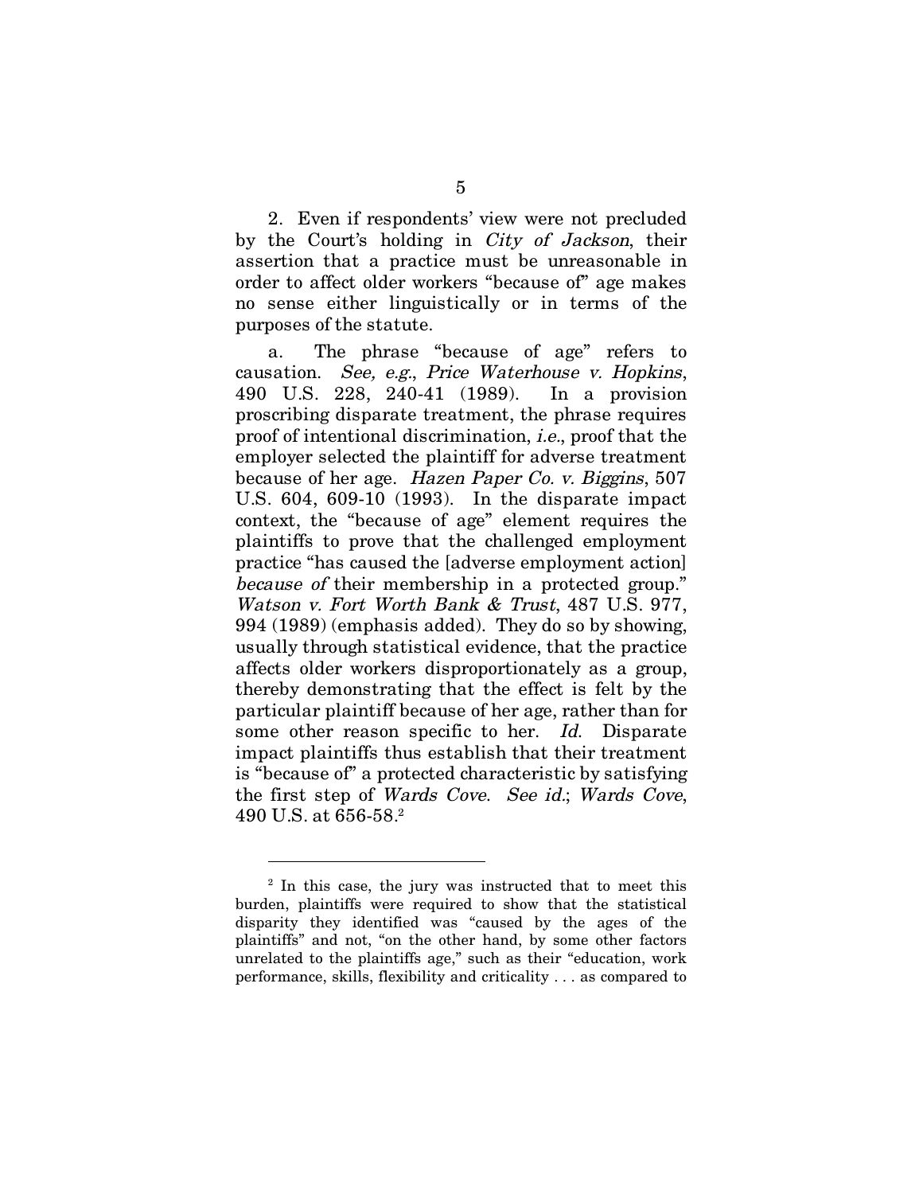2. Even if respondents' view were not precluded by the Court's holding in *City of Jackson*, their assertion that a practice must be unreasonable in order to affect older workers "because of" age makes no sense either linguistically or in terms of the purposes of the statute.

a. The phrase "because of age" refers to causation. *See, e.g.*, *Price Waterhouse v. Hopkins*, 490 U.S. 228, 240-41 (1989). In a provision proscribing disparate treatment, the phrase requires proof of intentional discrimination, *i.e.*, proof that the employer selected the plaintiff for adverse treatment because of her age. *Hazen Paper Co. v. Biggins*, 507 U.S. 604, 609-10 (1993). In the disparate impact context, the "because of age" element requires the plaintiffs to prove that the challenged employment practice "has caused the [adverse employment action] *because of* their membership in a protected group." *Watson v. Fort Worth Bank & Trust*, 487 U.S. 977, 994 (1989) (emphasis added). They do so by showing, usually through statistical evidence, that the practice affects older workers disproportionately as a group, thereby demonstrating that the effect is felt by the particular plaintiff because of her age, rather than for some other reason specific to her. *Id.* Disparate impact plaintiffs thus establish that their treatment is "because of" a protected characteristic by satisfying the first step of *Wards Cove*. *See id.*; *Wards Cove*, 490 U.S. at 656-58.[2]

---

[2] In this case, the jury was instructed that to meet this burden, plaintiffs were required to show that the statistical disparity they identified was "caused by the ages of the plaintiffs" and not, "on the other hand, by some other factors unrelated to the plaintiffs age," such as their "education, work performance, skills, flexibility and criticality . . . as compared to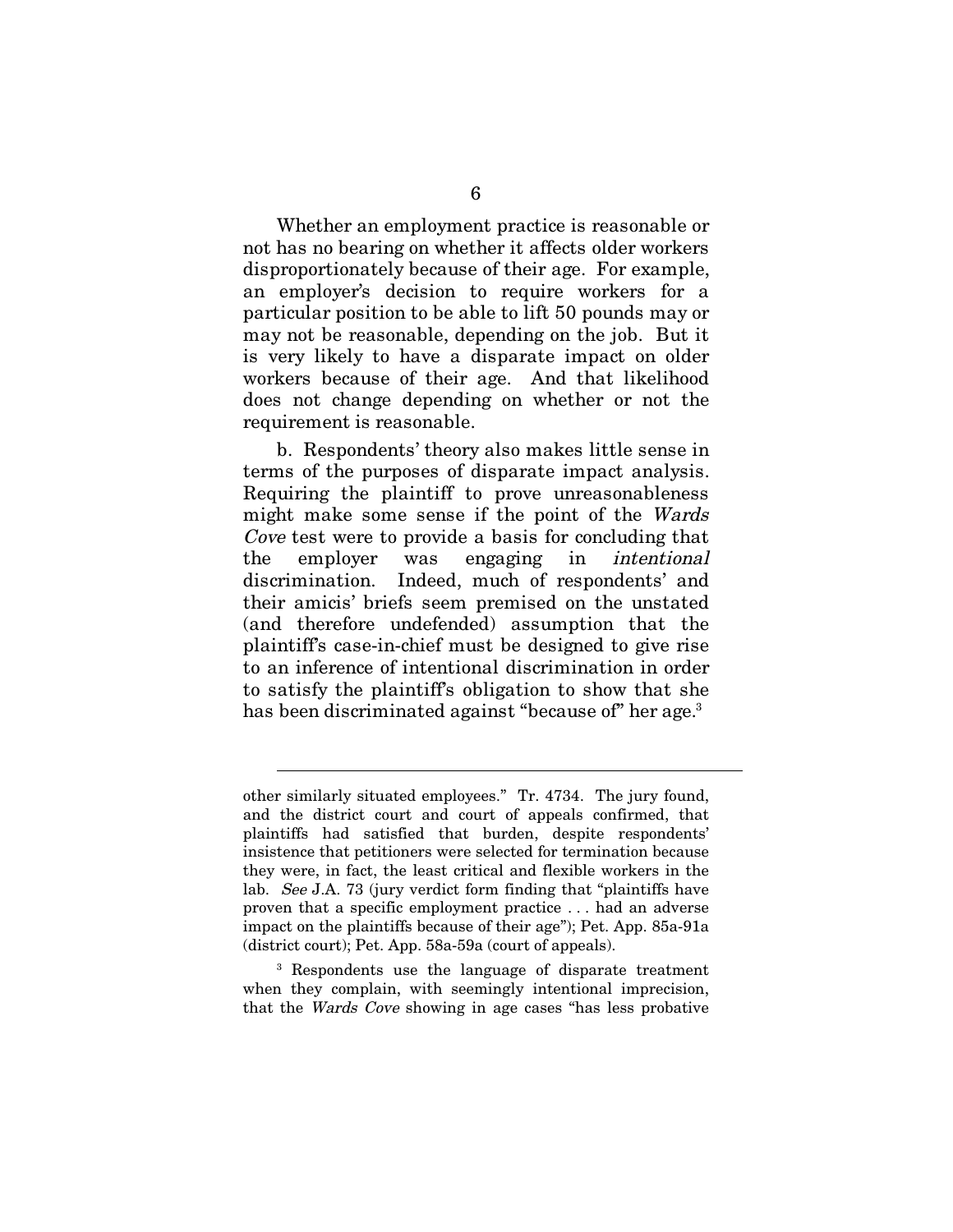Whether an employment practice is reasonable or not has no bearing on whether it affects older workers disproportionately because of their age. For example, an employer's decision to require workers for a particular position to be able to lift 50 pounds may or may not be reasonable, depending on the job. But it is very likely to have a disparate impact on older workers because of their age. And that likelihood does not change depending on whether or not the requirement is reasonable.

b. Respondents' theory also makes little sense in terms of the purposes of disparate impact analysis. Requiring the plaintiff to prove unreasonableness might make some sense if the point of the *Wards Cove* test were to provide a basis for concluding that the employer was engaging in *intentional* discrimination. Indeed, much of respondents' and their amicis' briefs seem premised on the unstated (and therefore undefended) assumption that the plaintiff's case-in-chief must be designed to give rise to an inference of intentional discrimination in order to satisfy the plaintiff's obligation to show that she has been discriminated against "because of" her age.[3]

---

other similarly situated employees." Tr. 4734. The jury found, and the district court and court of appeals confirmed, that plaintiffs had satisfied that burden, despite respondents' insistence that petitioners were selected for termination because they were, in fact, the least critical and flexible workers in the lab. *See* J.A. 73 (jury verdict form finding that "plaintiffs have proven that a specific employment practice . . . had an adverse impact on the plaintiffs because of their age"); Pet. App. 85a-91a (district court); Pet. App. 58a-59a (court of appeals).

[3] Respondents use the language of disparate treatment when they complain, with seemingly intentional imprecision, that the *Wards Cove* showing in age cases "has less probative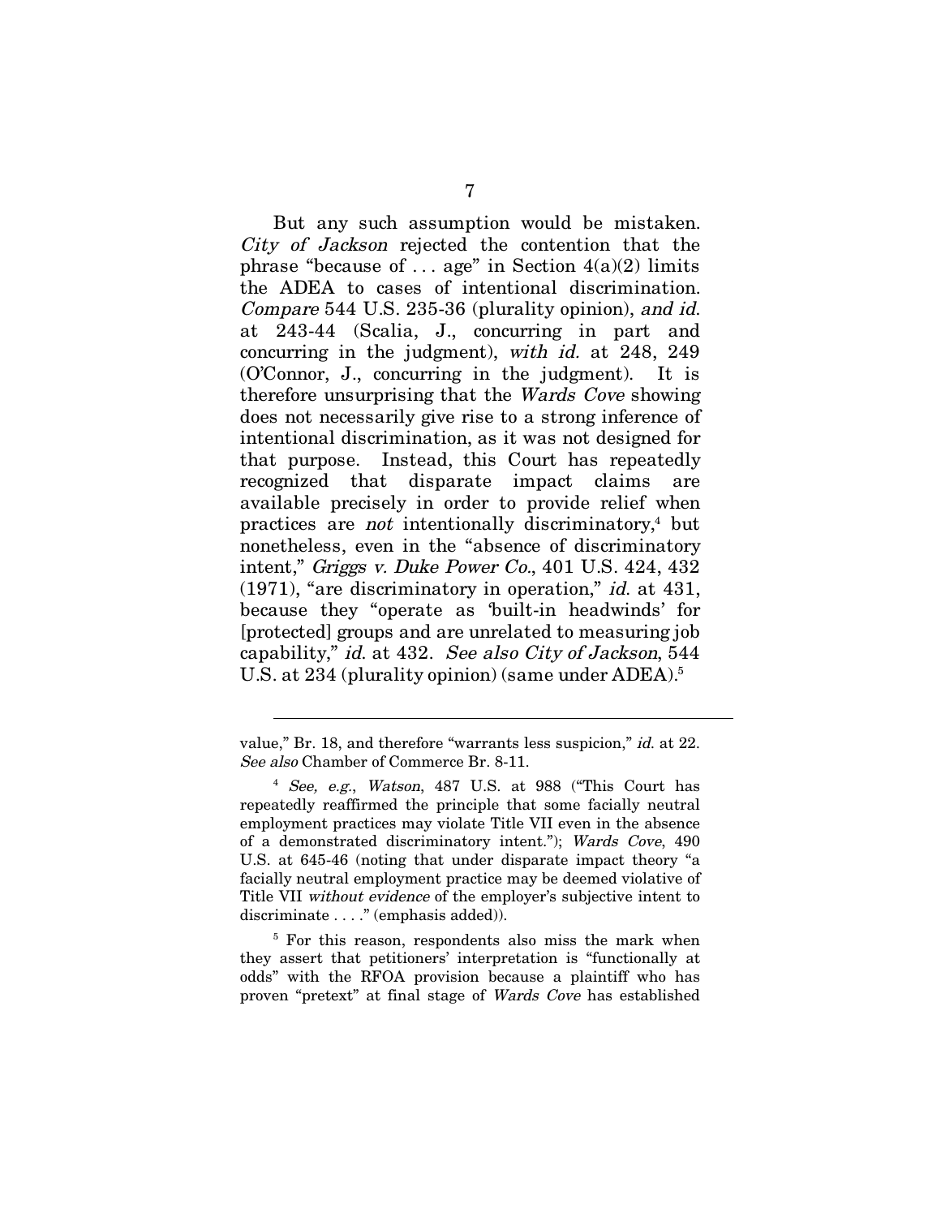But any such assumption would be mistaken. *City of Jackson* rejected the contention that the phrase "because of . . . age" in Section 4(a)(2) limits the ADEA to cases of intentional discrimination. *Compare* 544 U.S. 235-36 (plurality opinion), *and id.* at 243-44 (Scalia, J., concurring in part and concurring in the judgment), *with id.* at 248, 249 (O'Connor, J., concurring in the judgment). It is therefore unsurprising that the *Wards Cove* showing does not necessarily give rise to a strong inference of intentional discrimination, as it was not designed for that purpose. Instead, this Court has repeatedly recognized that disparate impact claims are available precisely in order to provide relief when practices are *not* intentionally discriminatory,[4] but nonetheless, even in the "absence of discriminatory intent," *Griggs v. Duke Power Co.*, 401 U.S. 424, 432 (1971), "are discriminatory in operation," *id.* at 431, because they "operate as 'built-in headwinds' for [protected] groups and are unrelated to measuring job capability," *id.* at 432. *See also City of Jackson*, 544 U.S. at 234 (plurality opinion) (same under ADEA).[5]

---

value," Br. 18, and therefore "warrants less suspicion," *id.* at 22. *See also* Chamber of Commerce Br. 8-11.

[4] *See, e.g.*, *Watson*, 487 U.S. at 988 ("This Court has repeatedly reaffirmed the principle that some facially neutral employment practices may violate Title VII even in the absence of a demonstrated discriminatory intent."); *Wards Cove*, 490 U.S. at 645-46 (noting that under disparate impact theory "a facially neutral employment practice may be deemed violative of Title VII *without evidence* of the employer's subjective intent to discriminate . . . ." (emphasis added)).

[5] For this reason, respondents also miss the mark when they assert that petitioners' interpretation is "functionally at odds" with the RFOA provision because a plaintiff who has proven "pretext" at final stage of *Wards Cove* has established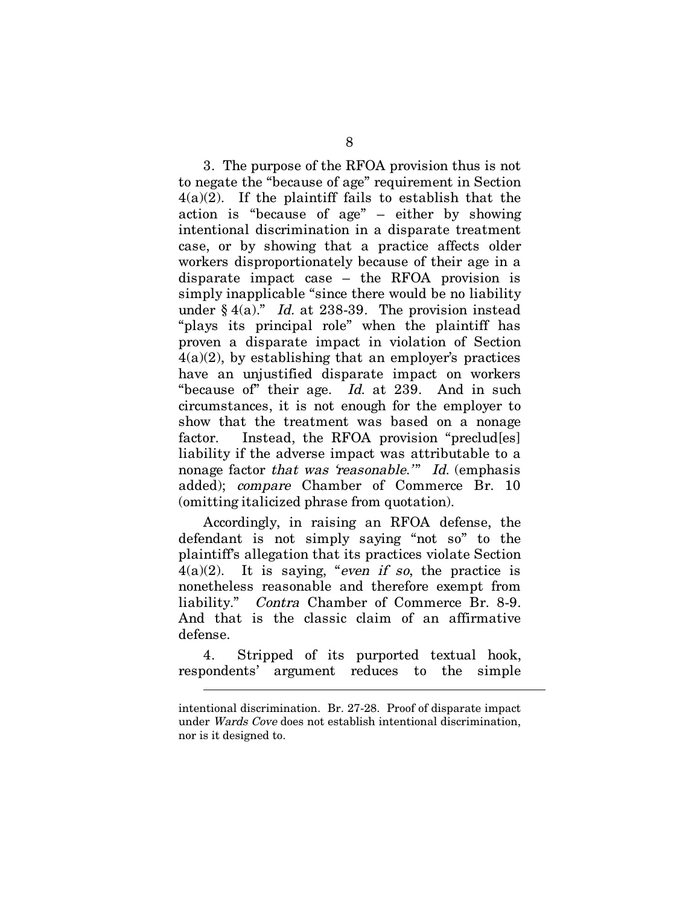3. The purpose of the RFOA provision thus is not to negate the "because of age" requirement in Section 4(a)(2). If the plaintiff fails to establish that the action is "because of age" – either by showing intentional discrimination in a disparate treatment case, or by showing that a practice affects older workers disproportionately because of their age in a disparate impact case – the RFOA provision is simply inapplicable "since there would be no liability under § 4(a)." *Id.* at 238-39. The provision instead "plays its principal role" when the plaintiff has proven a disparate impact in violation of Section 4(a)(2), by establishing that an employer's practices have an unjustified disparate impact on workers "because of" their age. *Id.* at 239. And in such circumstances, it is not enough for the employer to show that the treatment was based on a nonage factor. Instead, the RFOA provision "preclud[es] liability if the adverse impact was attributable to a nonage factor *that was 'reasonable.'*" *Id.* (emphasis added); *compare* Chamber of Commerce Br. 10 (omitting italicized phrase from quotation).

Accordingly, in raising an RFOA defense, the defendant is not simply saying "not so" to the plaintiff's allegation that its practices violate Section 4(a)(2). It is saying, "*even if so*, the practice is nonetheless reasonable and therefore exempt from liability." *Contra* Chamber of Commerce Br. 8-9. And that is the classic claim of an affirmative defense.

4. Stripped of its purported textual hook, respondents' argument reduces to the simple

---

intentional discrimination. Br. 27-28. Proof of disparate impact under *Wards Cove* does not establish intentional discrimination, nor is it designed to.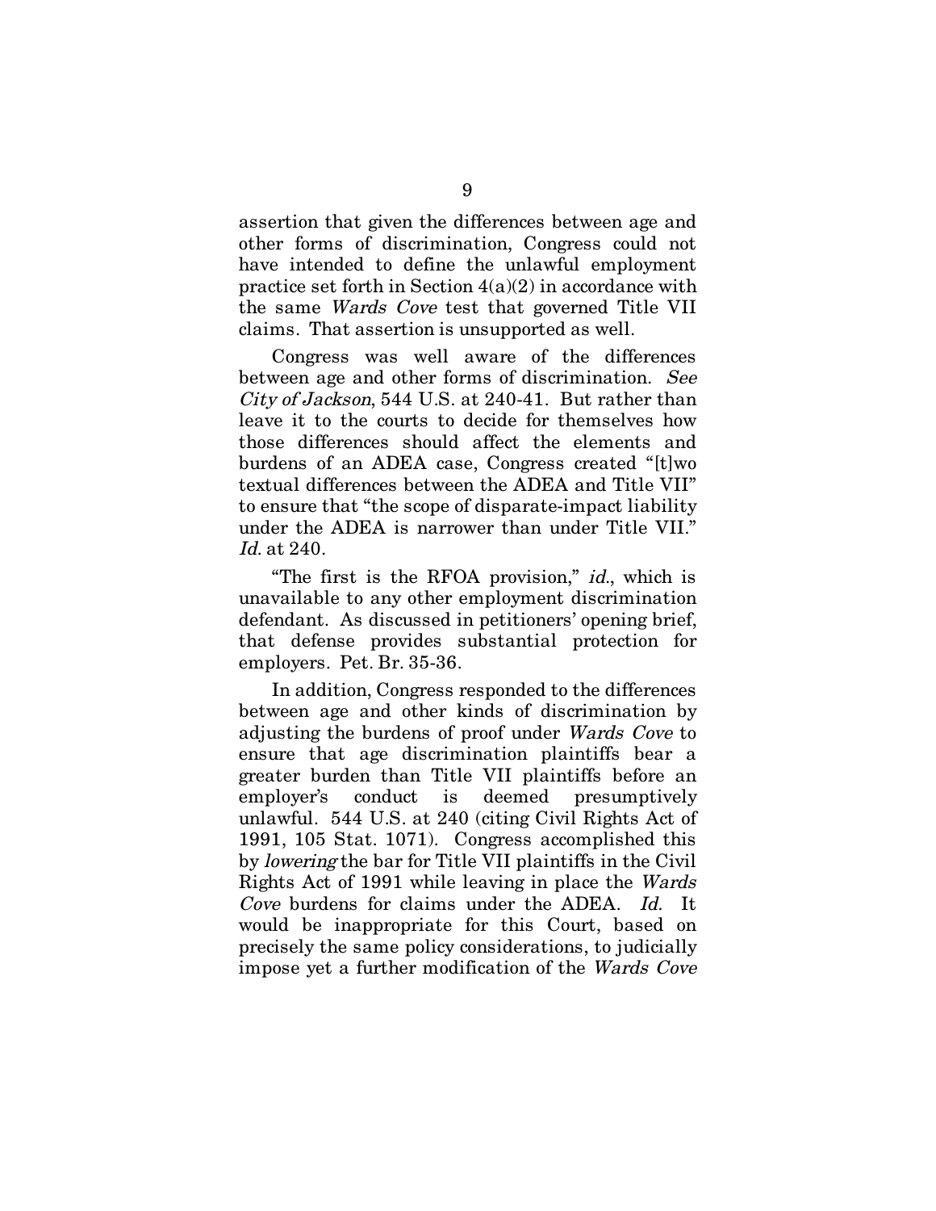assertion that given the differences between age and other forms of discrimination, Congress could not have intended to define the unlawful employment practice set forth in Section 4(a)(2) in accordance with the same *Wards Cove* test that governed Title VII claims. That assertion is unsupported as well.

Congress was well aware of the differences between age and other forms of discrimination. *See City of Jackson*, 544 U.S. at 240-41. But rather than leave it to the courts to decide for themselves how those differences should affect the elements and burdens of an ADEA case, Congress created "[t]wo textual differences between the ADEA and Title VII" to ensure that "the scope of disparate-impact liability under the ADEA is narrower than under Title VII." *Id.* at 240.

"The first is the RFOA provision," *id.*, which is unavailable to any other employment discrimination defendant. As discussed in petitioners' opening brief, that defense provides substantial protection for employers. Pet. Br. 35-36.

In addition, Congress responded to the differences between age and other kinds of discrimination by adjusting the burdens of proof under *Wards Cove* to ensure that age discrimination plaintiffs bear a greater burden than Title VII plaintiffs before an employer's conduct is deemed presumptively unlawful. 544 U.S. at 240 (citing Civil Rights Act of 1991, 105 Stat. 1071). Congress accomplished this by *lowering* the bar for Title VII plaintiffs in the Civil Rights Act of 1991 while leaving in place the *Wards Cove* burdens for claims under the ADEA. *Id.* It would be inappropriate for this Court, based on precisely the same policy considerations, to judicially impose yet a further modification of the *Wards Cove*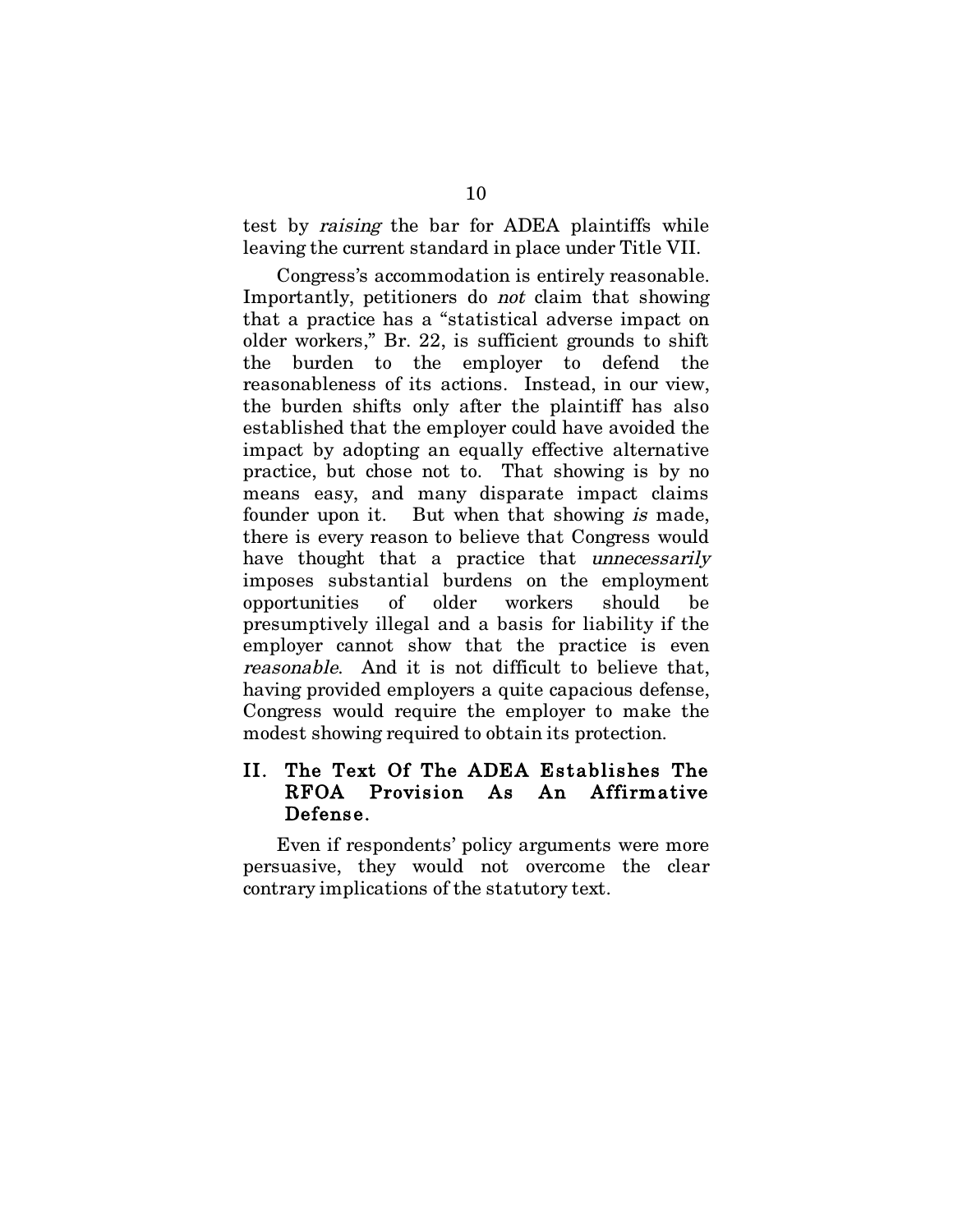test by *raising* the bar for ADEA plaintiffs while leaving the current standard in place under Title VII.

Congress's accommodation is entirely reasonable. Importantly, petitioners do *not* claim that showing that a practice has a "statistical adverse impact on older workers," Br. 22, is sufficient grounds to shift the burden to the employer to defend the reasonableness of its actions. Instead, in our view, the burden shifts only after the plaintiff has also established that the employer could have avoided the impact by adopting an equally effective alternative practice, but chose not to. That showing is by no means easy, and many disparate impact claims founder upon it. But when that showing *is* made, there is every reason to believe that Congress would have thought that a practice that *unnecessarily* imposes substantial burdens on the employment opportunities of older workers should be presumptively illegal and a basis for liability if the employer cannot show that the practice is even *reasonable*. And it is not difficult to believe that, having provided employers a quite capacious defense, Congress would require the employer to make the modest showing required to obtain its protection.

## II. The Text Of The ADEA Establishes The RFOA Provision As An Affirmative Defense.

Even if respondents' policy arguments were more persuasive, they would not overcome the clear contrary implications of the statutory text.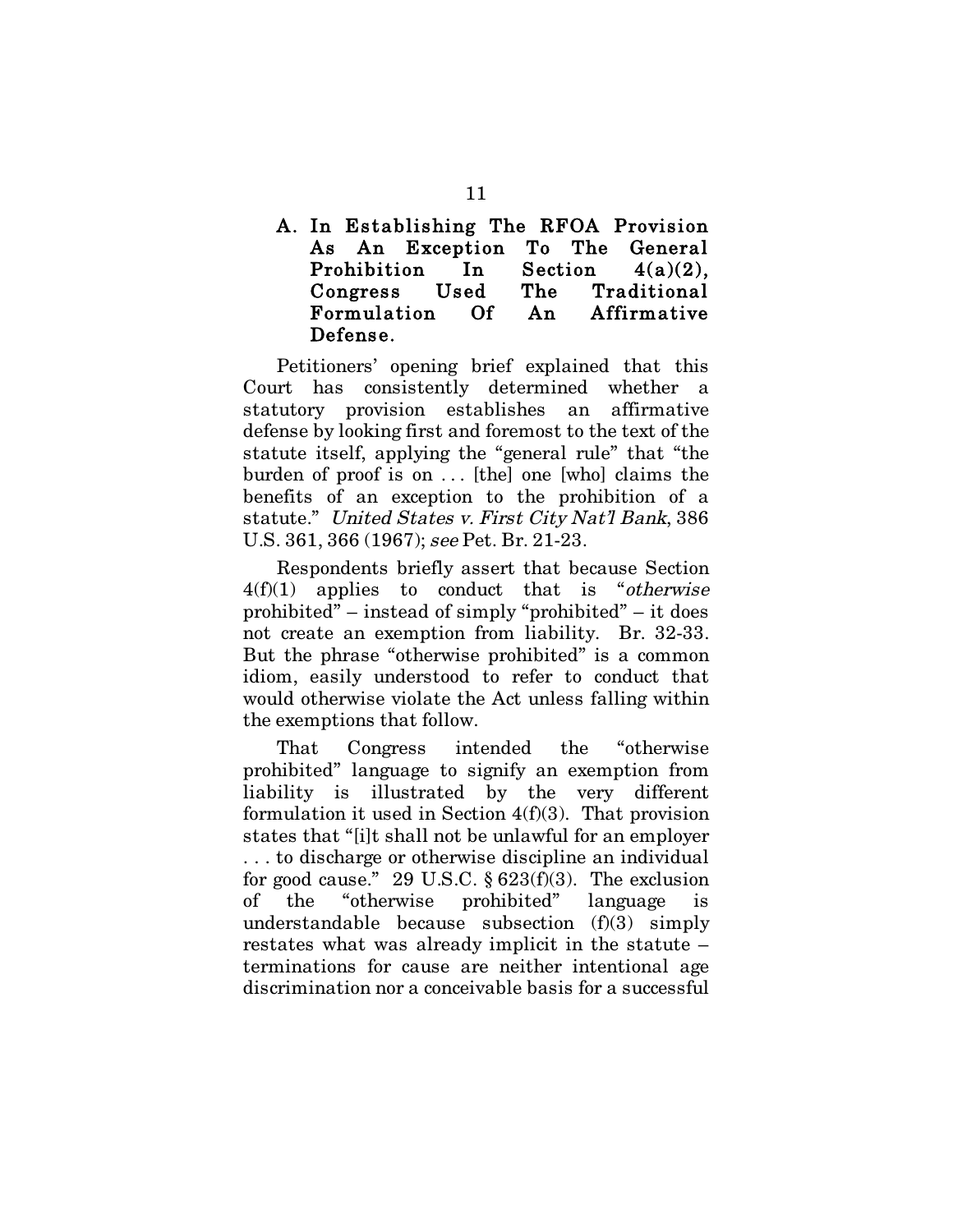### A. In Establishing The RFOA Provision As An Exception To The General Prohibition In Section 4(a)(2), Congress Used The Traditional Formulation Of An Affirmative Defense.

Petitioners' opening brief explained that this Court has consistently determined whether a statutory provision establishes an affirmative defense by looking first and foremost to the text of the statute itself, applying the "general rule" that "the burden of proof is on . . . [the] one [who] claims the benefits of an exception to the prohibition of a statute." *United States v. First City Nat'l Bank*, 386 U.S. 361, 366 (1967); *see* Pet. Br. 21-23.

Respondents briefly assert that because Section 4(f)(1) applies to conduct that is "*otherwise* prohibited" – instead of simply "prohibited" – it does not create an exemption from liability. Br. 32-33. But the phrase "otherwise prohibited" is a common idiom, easily understood to refer to conduct that would otherwise violate the Act unless falling within the exemptions that follow.

That Congress intended the "otherwise prohibited" language to signify an exemption from liability is illustrated by the very different formulation it used in Section 4(f)(3). That provision states that "[i]t shall not be unlawful for an employer . . . to discharge or otherwise discipline an individual for good cause." 29 U.S.C. § 623(f)(3). The exclusion of the "otherwise prohibited" language is understandable because subsection (f)(3) simply restates what was already implicit in the statute – terminations for cause are neither intentional age discrimination nor a conceivable basis for a successful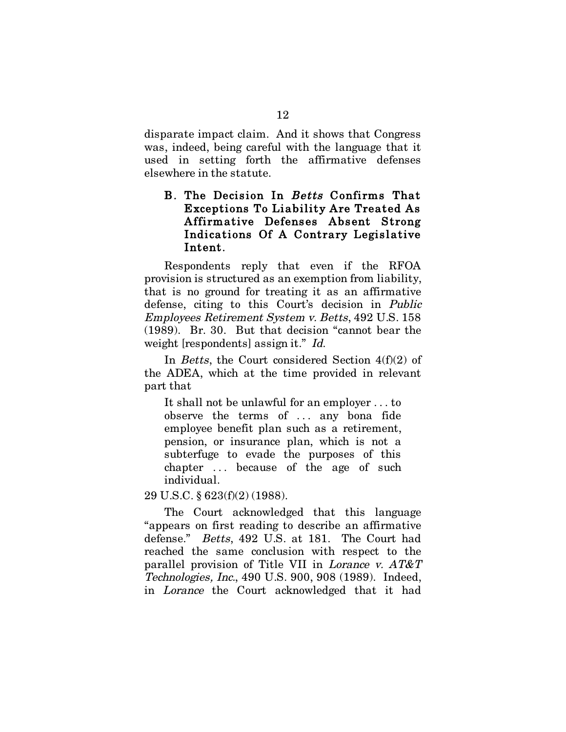disparate impact claim. And it shows that Congress was, indeed, being careful with the language that it used in setting forth the affirmative defenses elsewhere in the statute.

### B. The Decision In *Betts* Confirms That Exceptions To Liability Are Treated As Affirmative Defenses Absent Strong Indications Of A Contrary Legislative Intent.

Respondents reply that even if the RFOA provision is structured as an exemption from liability, that is no ground for treating it as an affirmative defense, citing to this Court's decision in *Public Employees Retirement System v. Betts*, 492 U.S. 158 (1989). Br. 30. But that decision "cannot bear the weight [respondents] assign it." *Id.*

In *Betts*, the Court considered Section 4(f)(2) of the ADEA, which at the time provided in relevant part that

> It shall not be unlawful for an employer . . . to observe the terms of . . . any bona fide employee benefit plan such as a retirement, pension, or insurance plan, which is not a subterfuge to evade the purposes of this chapter . . . because of the age of such individual.

29 U.S.C. § 623(f)(2) (1988).

The Court acknowledged that this language "appears on first reading to describe an affirmative defense." *Betts*, 492 U.S. at 181. The Court had reached the same conclusion with respect to the parallel provision of Title VII in *Lorance v. AT&T Technologies, Inc.*, 490 U.S. 900, 908 (1989). Indeed, in *Lorance* the Court acknowledged that it had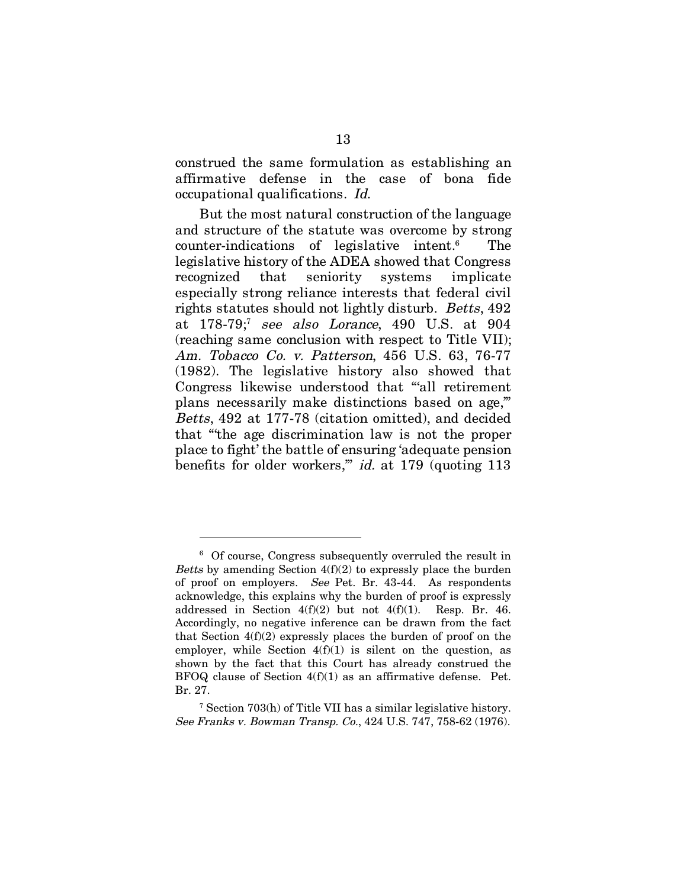construed the same formulation as establishing an affirmative defense in the case of bona fide occupational qualifications. *Id.*

But the most natural construction of the language and structure of the statute was overcome by strong counter-indications of legislative intent.[6] The legislative history of the ADEA showed that Congress recognized that seniority systems implicate especially strong reliance interests that federal civil rights statutes should not lightly disturb. *Betts*, 492 at 178-79;[7] *see also Lorance*, 490 U.S. at 904 (reaching same conclusion with respect to Title VII); *Am. Tobacco Co. v. Patterson*, 456 U.S. 63, 76-77 (1982). The legislative history also showed that Congress likewise understood that "'all retirement plans necessarily make distinctions based on age,'" *Betts*, 492 at 177-78 (citation omitted), and decided that "'the age discrimination law is not the proper place to fight' the battle of ensuring 'adequate pension benefits for older workers,'" *id.* at 179 (quoting 113

---

[6] Of course, Congress subsequently overruled the result in *Betts* by amending Section 4(f)(2) to expressly place the burden of proof on employers. *See* Pet. Br. 43-44. As respondents acknowledge, this explains why the burden of proof is expressly addressed in Section 4(f)(2) but not 4(f)(1). Resp. Br. 46. Accordingly, no negative inference can be drawn from the fact that Section 4(f)(2) expressly places the burden of proof on the employer, while Section 4(f)(1) is silent on the question, as shown by the fact that this Court has already construed the BFOQ clause of Section 4(f)(1) as an affirmative defense. Pet. Br. 27.

[7] Section 703(h) of Title VII has a similar legislative history. *See Franks v. Bowman Transp. Co.*, 424 U.S. 747, 758-62 (1976).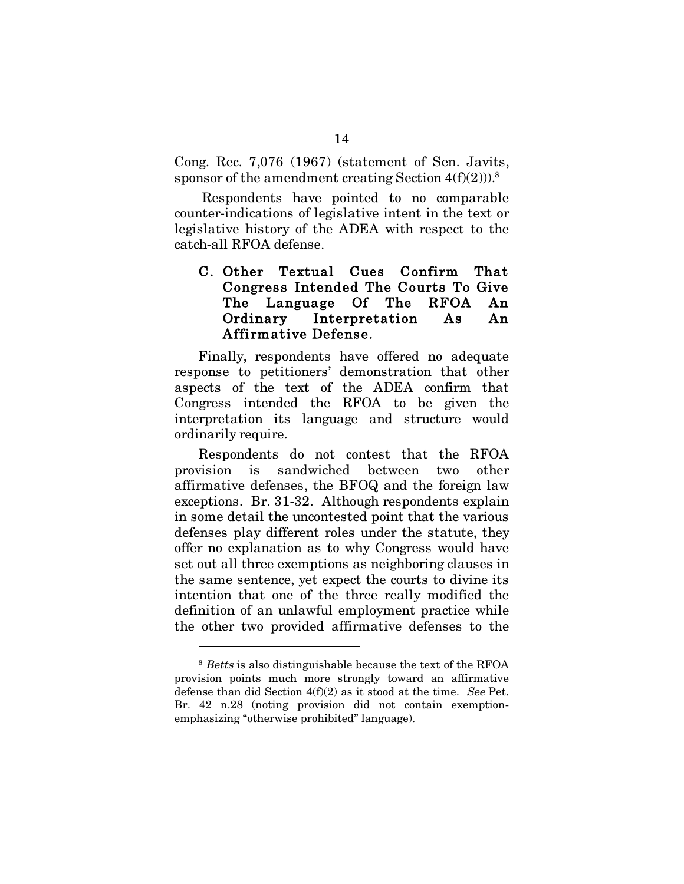Cong. Rec. 7,076 (1967) (statement of Sen. Javits, sponsor of the amendment creating Section 4(f)(2))).[8]

Respondents have pointed to no comparable counter-indications of legislative intent in the text or legislative history of the ADEA with respect to the catch-all RFOA defense.

### C. Other Textual Cues Confirm That Congress Intended The Courts To Give The Language Of The RFOA An Ordinary Interpretation As An Affirmative Defense.

Finally, respondents have offered no adequate response to petitioners' demonstration that other aspects of the text of the ADEA confirm that Congress intended the RFOA to be given the interpretation its language and structure would ordinarily require.

Respondents do not contest that the RFOA provision is sandwiched between two other affirmative defenses, the BFOQ and the foreign law exceptions. Br. 31-32. Although respondents explain in some detail the uncontested point that the various defenses play different roles under the statute, they offer no explanation as to why Congress would have set out all three exemptions as neighboring clauses in the same sentence, yet expect the courts to divine its intention that one of the three really modified the definition of an unlawful employment practice while the other two provided affirmative defenses to the

---

[8] *Betts* is also distinguishable because the text of the RFOA provision points much more strongly toward an affirmative defense than did Section 4(f)(2) as it stood at the time. *See* Pet. Br. 42 n.28 (noting provision did not contain exemption-emphasizing "otherwise prohibited" language).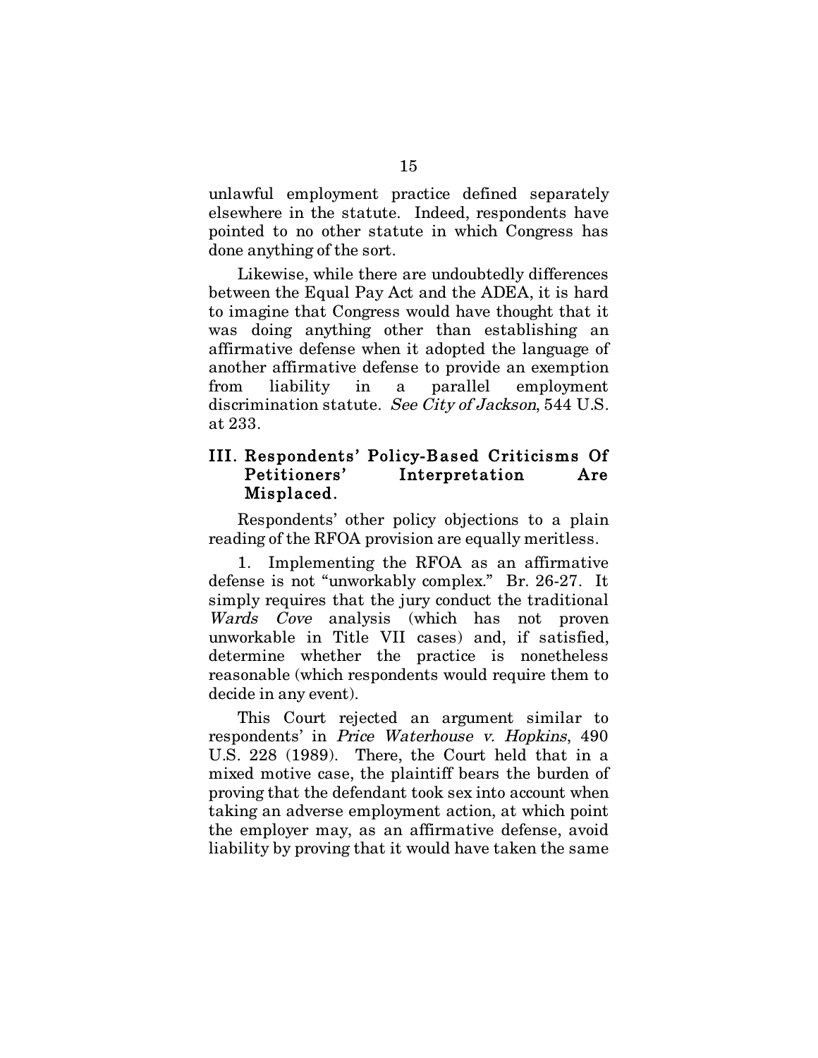unlawful employment practice defined separately elsewhere in the statute. Indeed, respondents have pointed to no other statute in which Congress has done anything of the sort.

Likewise, while there are undoubtedly differences between the Equal Pay Act and the ADEA, it is hard to imagine that Congress would have thought that it was doing anything other than establishing an affirmative defense when it adopted the language of another affirmative defense to provide an exemption from liability in a parallel employment discrimination statute. *See City of Jackson*, 544 U.S. at 233.

## III. Respondents' Policy-Based Criticisms Of Petitioners' Interpretation Are Misplaced.

Respondents' other policy objections to a plain reading of the RFOA provision are equally meritless.

1. Implementing the RFOA as an affirmative defense is not "unworkably complex." Br. 26-27. It simply requires that the jury conduct the traditional *Wards Cove* analysis (which has not proven unworkable in Title VII cases) and, if satisfied, determine whether the practice is nonetheless reasonable (which respondents would require them to decide in any event).

This Court rejected an argument similar to respondents' in *Price Waterhouse v. Hopkins*, 490 U.S. 228 (1989). There, the Court held that in a mixed motive case, the plaintiff bears the burden of proving that the defendant took sex into account when taking an adverse employment action, at which point the employer may, as an affirmative defense, avoid liability by proving that it would have taken the same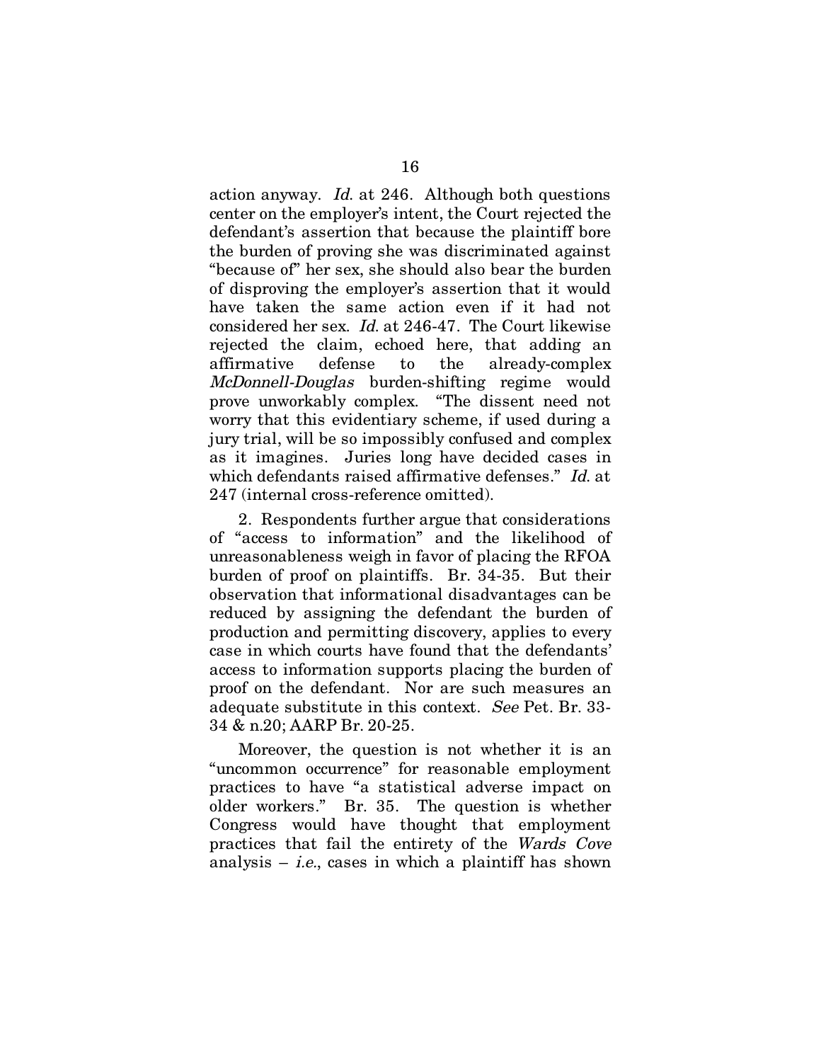action anyway. *Id.* at 246. Although both questions center on the employer's intent, the Court rejected the defendant's assertion that because the plaintiff bore the burden of proving she was discriminated against "because of" her sex, she should also bear the burden of disproving the employer's assertion that it would have taken the same action even if it had not considered her sex. *Id.* at 246-47. The Court likewise rejected the claim, echoed here, that adding an affirmative defense to the already-complex *McDonnell-Douglas* burden-shifting regime would prove unworkably complex. "The dissent need not worry that this evidentiary scheme, if used during a jury trial, will be so impossibly confused and complex as it imagines. Juries long have decided cases in which defendants raised affirmative defenses." *Id.* at 247 (internal cross-reference omitted).

2. Respondents further argue that considerations of "access to information" and the likelihood of unreasonableness weigh in favor of placing the RFOA burden of proof on plaintiffs. Br. 34-35. But their observation that informational disadvantages can be reduced by assigning the defendant the burden of production and permitting discovery, applies to every case in which courts have found that the defendants' access to information supports placing the burden of proof on the defendant. Nor are such measures an adequate substitute in this context. *See* Pet. Br. 33-34 & n.20; AARP Br. 20-25.

Moreover, the question is not whether it is an "uncommon occurrence" for reasonable employment practices to have "a statistical adverse impact on older workers." Br. 35. The question is whether Congress would have thought that employment practices that fail the entirety of the *Wards Cove* analysis – *i.e.*, cases in which a plaintiff has shown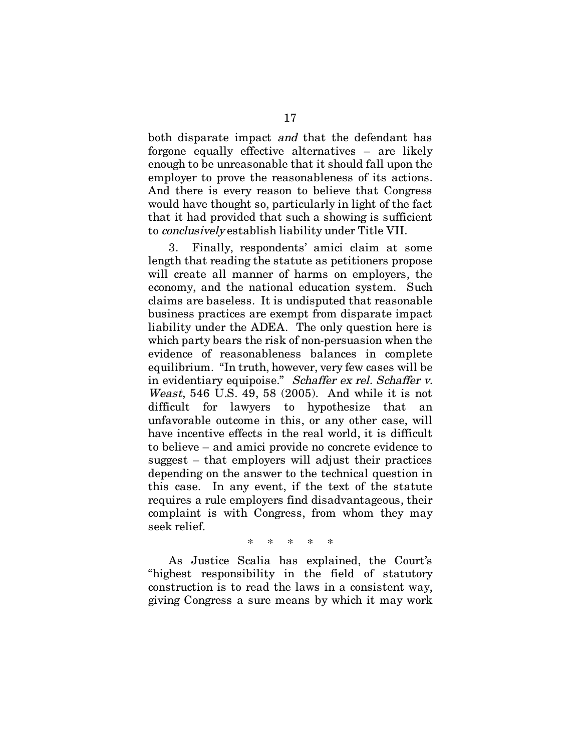both disparate impact *and* that the defendant has forgone equally effective alternatives – are likely enough to be unreasonable that it should fall upon the employer to prove the reasonableness of its actions. And there is every reason to believe that Congress would have thought so, particularly in light of the fact that it had provided that such a showing is sufficient to *conclusively* establish liability under Title VII.

3. Finally, respondents' amici claim at some length that reading the statute as petitioners propose will create all manner of harms on employers, the economy, and the national education system. Such claims are baseless. It is undisputed that reasonable business practices are exempt from disparate impact liability under the ADEA. The only question here is which party bears the risk of non-persuasion when the evidence of reasonableness balances in complete equilibrium. "In truth, however, very few cases will be in evidentiary equipoise." *Schaffer ex rel. Schaffer v. Weast*, 546 U.S. 49, 58 (2005). And while it is not difficult for lawyers to hypothesize that an unfavorable outcome in this, or any other case, will have incentive effects in the real world, it is difficult to believe – and amici provide no concrete evidence to suggest – that employers will adjust their practices depending on the answer to the technical question in this case. In any event, if the text of the statute requires a rule employers find disadvantageous, their complaint is with Congress, from whom they may seek relief.

\* \* \* \* \*

As Justice Scalia has explained, the Court's "highest responsibility in the field of statutory construction is to read the laws in a consistent way, giving Congress a sure means by which it may work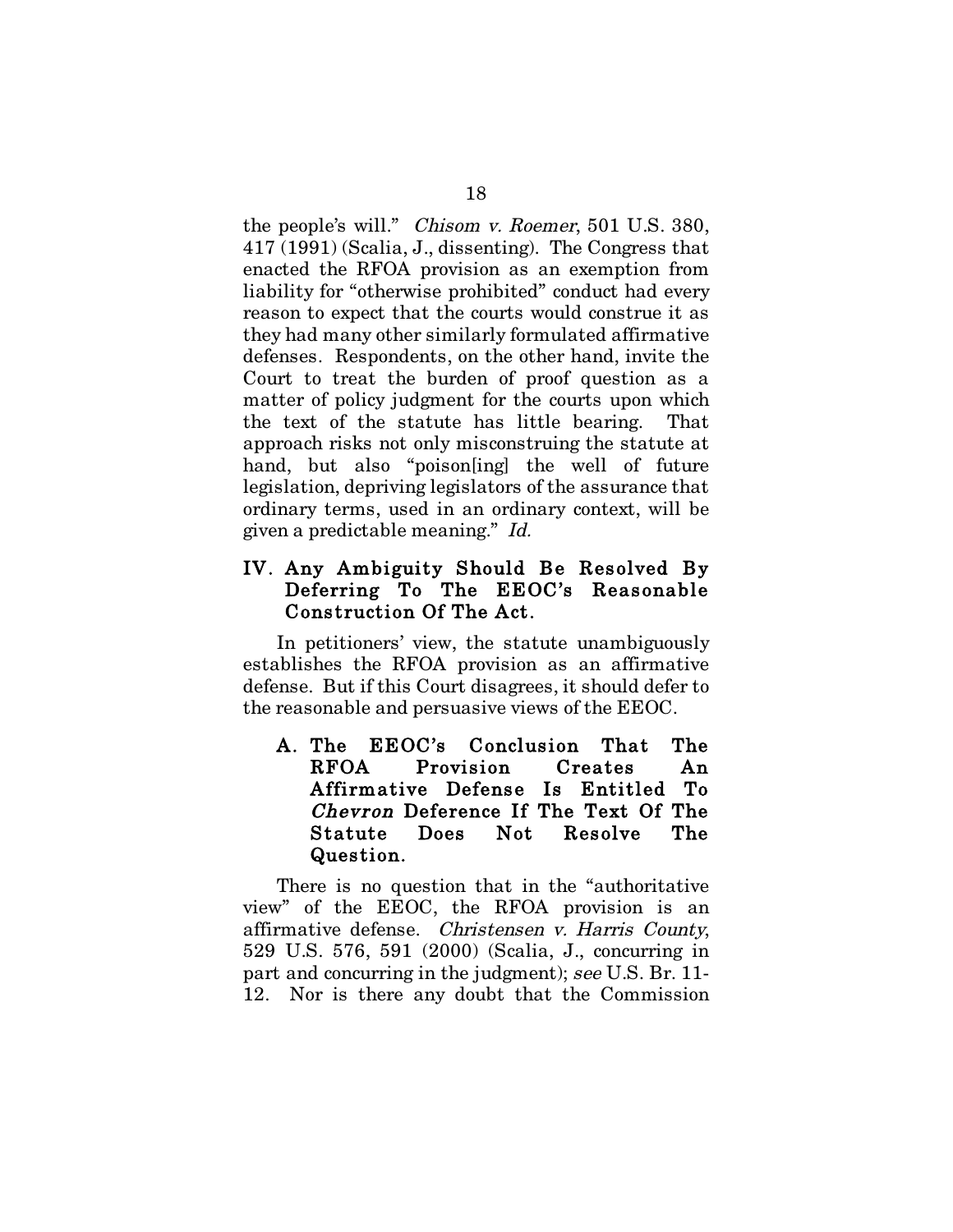the people's will." *Chisom v. Roemer*, 501 U.S. 380, 417 (1991) (Scalia, J., dissenting). The Congress that enacted the RFOA provision as an exemption from liability for "otherwise prohibited" conduct had every reason to expect that the courts would construe it as they had many other similarly formulated affirmative defenses. Respondents, on the other hand, invite the Court to treat the burden of proof question as a matter of policy judgment for the courts upon which the text of the statute has little bearing. That approach risks not only misconstruing the statute at hand, but also "poison[ing] the well of future legislation, depriving legislators of the assurance that ordinary terms, used in an ordinary context, will be given a predictable meaning." *Id.*

## IV. Any Ambiguity Should Be Resolved By Deferring To The EEOC's Reasonable Construction Of The Act.

In petitioners' view, the statute unambiguously establishes the RFOA provision as an affirmative defense. But if this Court disagrees, it should defer to the reasonable and persuasive views of the EEOC.

### A. The EEOC's Conclusion That The RFOA Provision Creates An Affirmative Defense Is Entitled To *Chevron* Deference If The Text Of The Statute Does Not Resolve The Question.

There is no question that in the "authoritative view" of the EEOC, the RFOA provision is an affirmative defense. *Christensen v. Harris County*, 529 U.S. 576, 591 (2000) (Scalia, J., concurring in part and concurring in the judgment); *see* U.S. Br. 11-12. Nor is there any doubt that the Commission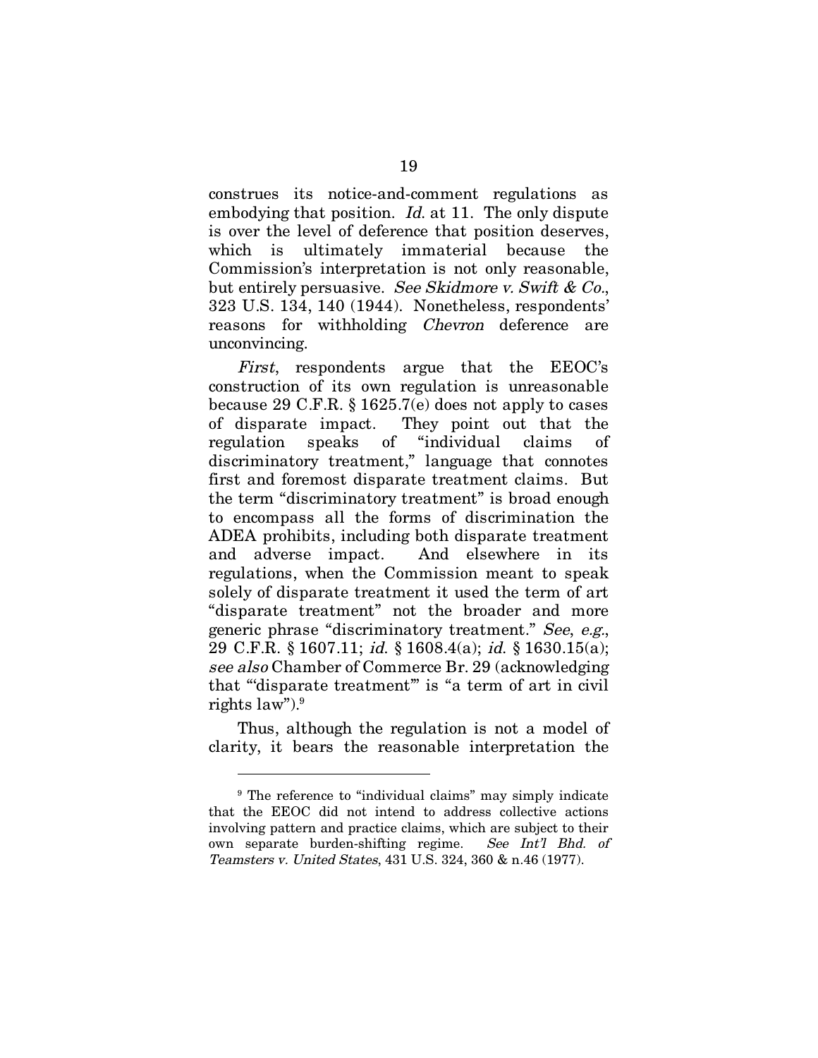construes its notice-and-comment regulations as embodying that position. *Id.* at 11. The only dispute is over the level of deference that position deserves, which is ultimately immaterial because the Commission's interpretation is not only reasonable, but entirely persuasive. *See Skidmore v. Swift & Co.*, 323 U.S. 134, 140 (1944). Nonetheless, respondents' reasons for withholding *Chevron* deference are unconvincing.

*First*, respondents argue that the EEOC's construction of its own regulation is unreasonable because 29 C.F.R. § 1625.7(e) does not apply to cases of disparate impact. They point out that the regulation speaks of "individual claims of discriminatory treatment," language that connotes first and foremost disparate treatment claims. But the term "discriminatory treatment" is broad enough to encompass all the forms of discrimination the ADEA prohibits, including both disparate treatment and adverse impact. And elsewhere in its regulations, when the Commission meant to speak solely of disparate treatment it used the term of art "disparate treatment" not the broader and more generic phrase "discriminatory treatment." *See*, *e.g.*, 29 C.F.R. § 1607.11; *id.* § 1608.4(a); *id.* § 1630.15(a); *see also* Chamber of Commerce Br. 29 (acknowledging that "'disparate treatment'" is "a term of art in civil rights law").[9]

Thus, although the regulation is not a model of clarity, it bears the reasonable interpretation the

---

[9] The reference to "individual claims" may simply indicate that the EEOC did not intend to address collective actions involving pattern and practice claims, which are subject to their own separate burden-shifting regime. *See Int'l Bhd. of Teamsters v. United States*, 431 U.S. 324, 360 & n.46 (1977).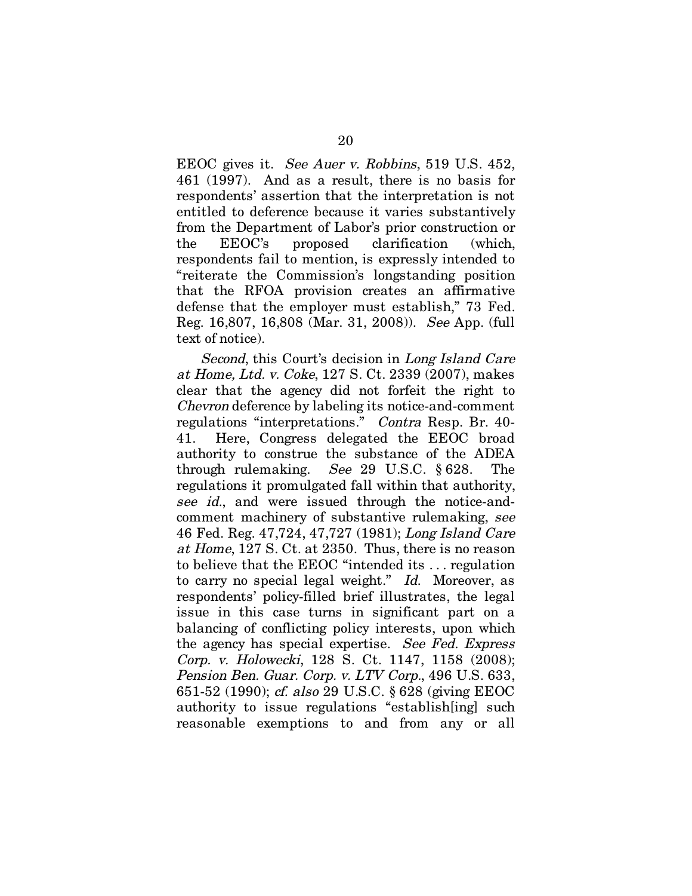EEOC gives it. *See Auer v. Robbins*, 519 U.S. 452, 461 (1997). And as a result, there is no basis for respondents' assertion that the interpretation is not entitled to deference because it varies substantively from the Department of Labor's prior construction or the EEOC's proposed clarification (which, respondents fail to mention, is expressly intended to "reiterate the Commission's longstanding position that the RFOA provision creates an affirmative defense that the employer must establish," 73 Fed. Reg. 16,807, 16,808 (Mar. 31, 2008)). *See* App. (full text of notice).

*Second*, this Court's decision in *Long Island Care at Home, Ltd. v. Coke*, 127 S. Ct. 2339 (2007), makes clear that the agency did not forfeit the right to *Chevron* deference by labeling its notice-and-comment regulations "interpretations." *Contra* Resp. Br. 40-41. Here, Congress delegated the EEOC broad authority to construe the substance of the ADEA through rulemaking. *See* 29 U.S.C. § 628. The regulations it promulgated fall within that authority, *see id.*, and were issued through the notice-and-comment machinery of substantive rulemaking, *see* 46 Fed. Reg. 47,724, 47,727 (1981); *Long Island Care at Home*, 127 S. Ct. at 2350. Thus, there is no reason to believe that the EEOC "intended its . . . regulation to carry no special legal weight." *Id.* Moreover, as respondents' policy-filled brief illustrates, the legal issue in this case turns in significant part on a balancing of conflicting policy interests, upon which the agency has special expertise. *See Fed. Express Corp. v. Holowecki*, 128 S. Ct. 1147, 1158 (2008); *Pension Ben. Guar. Corp. v. LTV Corp.*, 496 U.S. 633, 651-52 (1990); *cf. also* 29 U.S.C. § 628 (giving EEOC authority to issue regulations "establish[ing] such reasonable exemptions to and from any or all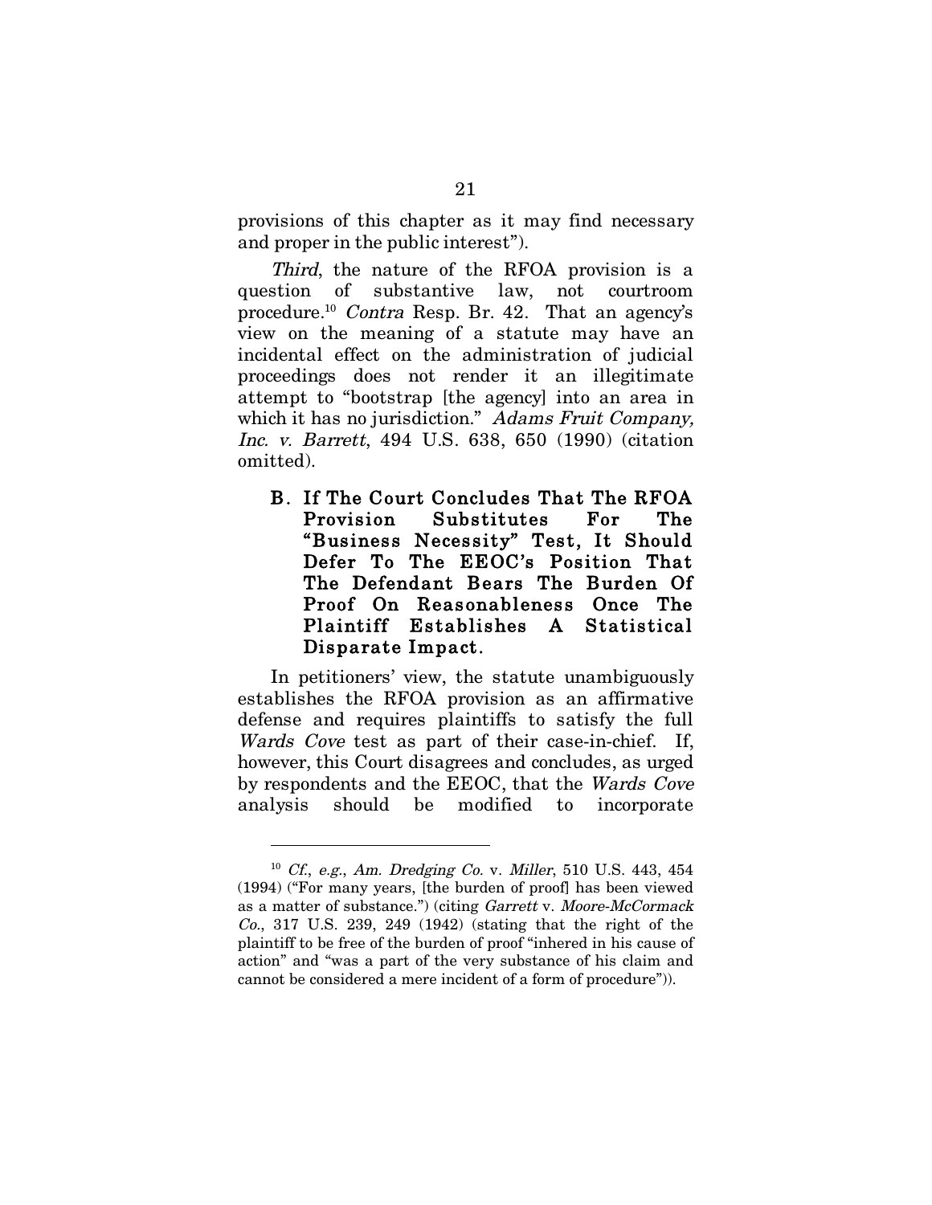provisions of this chapter as it may find necessary and proper in the public interest").

*Third*, the nature of the RFOA provision is a question of substantive law, not courtroom procedure.[10] *Contra* Resp. Br. 42. That an agency's view on the meaning of a statute may have an incidental effect on the administration of judicial proceedings does not render it an illegitimate attempt to "bootstrap [the agency] into an area in which it has no jurisdiction." *Adams Fruit Company, Inc. v. Barrett*, 494 U.S. 638, 650 (1990) (citation omitted).

### B. If The Court Concludes That The RFOA Provision Substitutes For The "Business Necessity" Test, It Should Defer To The EEOC's Position That The Defendant Bears The Burden Of Proof On Reasonableness Once The Plaintiff Establishes A Statistical Disparate Impact.

In petitioners' view, the statute unambiguously establishes the RFOA provision as an affirmative defense and requires plaintiffs to satisfy the full *Wards Cove* test as part of their case-in-chief. If, however, this Court disagrees and concludes, as urged by respondents and the EEOC, that the *Wards Cove* analysis should be modified to incorporate

---

[10] *Cf.*, *e.g.*, *Am. Dredging Co.* v. *Miller*, 510 U.S. 443, 454 (1994) ("For many years, [the burden of proof] has been viewed as a matter of substance.") (citing *Garrett* v. *Moore-McCormack Co.*, 317 U.S. 239, 249 (1942) (stating that the right of the plaintiff to be free of the burden of proof "inhered in his cause of action" and "was a part of the very substance of his claim and cannot be considered a mere incident of a form of procedure")).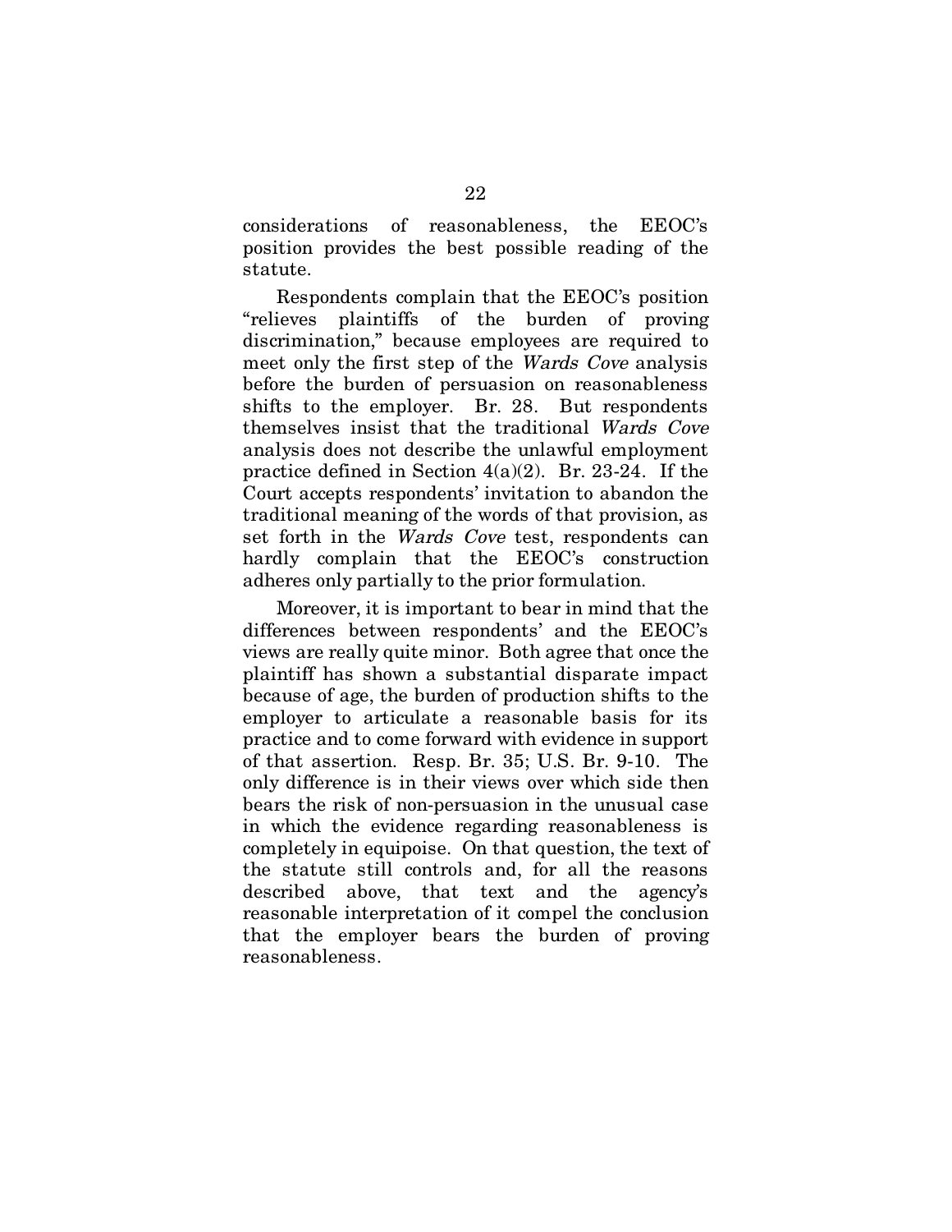considerations of reasonableness, the EEOC's position provides the best possible reading of the statute.

Respondents complain that the EEOC's position "relieves plaintiffs of the burden of proving discrimination," because employees are required to meet only the first step of the *Wards Cove* analysis before the burden of persuasion on reasonableness shifts to the employer. Br. 28. But respondents themselves insist that the traditional *Wards Cove* analysis does not describe the unlawful employment practice defined in Section 4(a)(2). Br. 23-24. If the Court accepts respondents' invitation to abandon the traditional meaning of the words of that provision, as set forth in the *Wards Cove* test, respondents can hardly complain that the EEOC's construction adheres only partially to the prior formulation.

Moreover, it is important to bear in mind that the differences between respondents' and the EEOC's views are really quite minor. Both agree that once the plaintiff has shown a substantial disparate impact because of age, the burden of production shifts to the employer to articulate a reasonable basis for its practice and to come forward with evidence in support of that assertion. Resp. Br. 35; U.S. Br. 9-10. The only difference is in their views over which side then bears the risk of non-persuasion in the unusual case in which the evidence regarding reasonableness is completely in equipoise. On that question, the text of the statute still controls and, for all the reasons described above, that text and the agency's reasonable interpretation of it compel the conclusion that the employer bears the burden of proving reasonableness.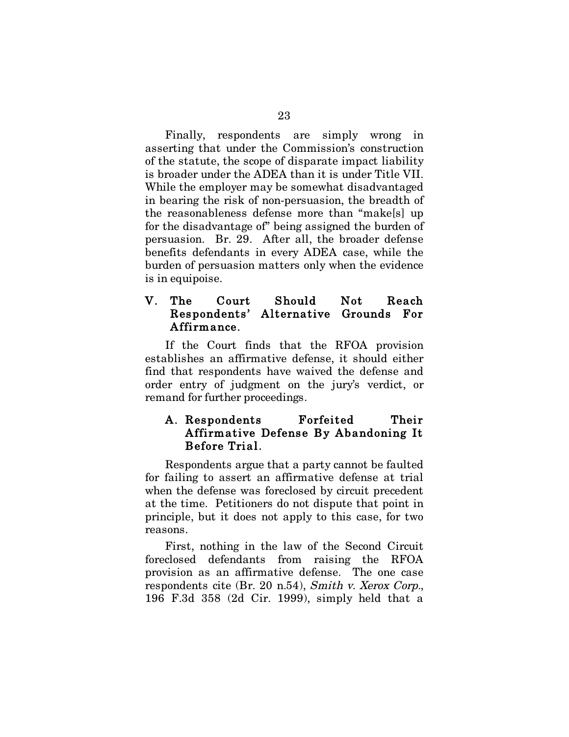Finally, respondents are simply wrong in asserting that under the Commission's construction of the statute, the scope of disparate impact liability is broader under the ADEA than it is under Title VII. While the employer may be somewhat disadvantaged in bearing the risk of non-persuasion, the breadth of the reasonableness defense more than "make[s] up for the disadvantage of" being assigned the burden of persuasion. Br. 29. After all, the broader defense benefits defendants in every ADEA case, while the burden of persuasion matters only when the evidence is in equipoise.

## V. The Court Should Not Reach Respondents' Alternative Grounds For Affirmance.

If the Court finds that the RFOA provision establishes an affirmative defense, it should either find that respondents have waived the defense and order entry of judgment on the jury's verdict, or remand for further proceedings.

### A. Respondents Forfeited Their Affirmative Defense By Abandoning It Before Trial.

Respondents argue that a party cannot be faulted for failing to assert an affirmative defense at trial when the defense was foreclosed by circuit precedent at the time. Petitioners do not dispute that point in principle, but it does not apply to this case, for two reasons.

First, nothing in the law of the Second Circuit foreclosed defendants from raising the RFOA provision as an affirmative defense. The one case respondents cite (Br. 20 n.54), *Smith v. Xerox Corp.*, 196 F.3d 358 (2d Cir. 1999), simply held that a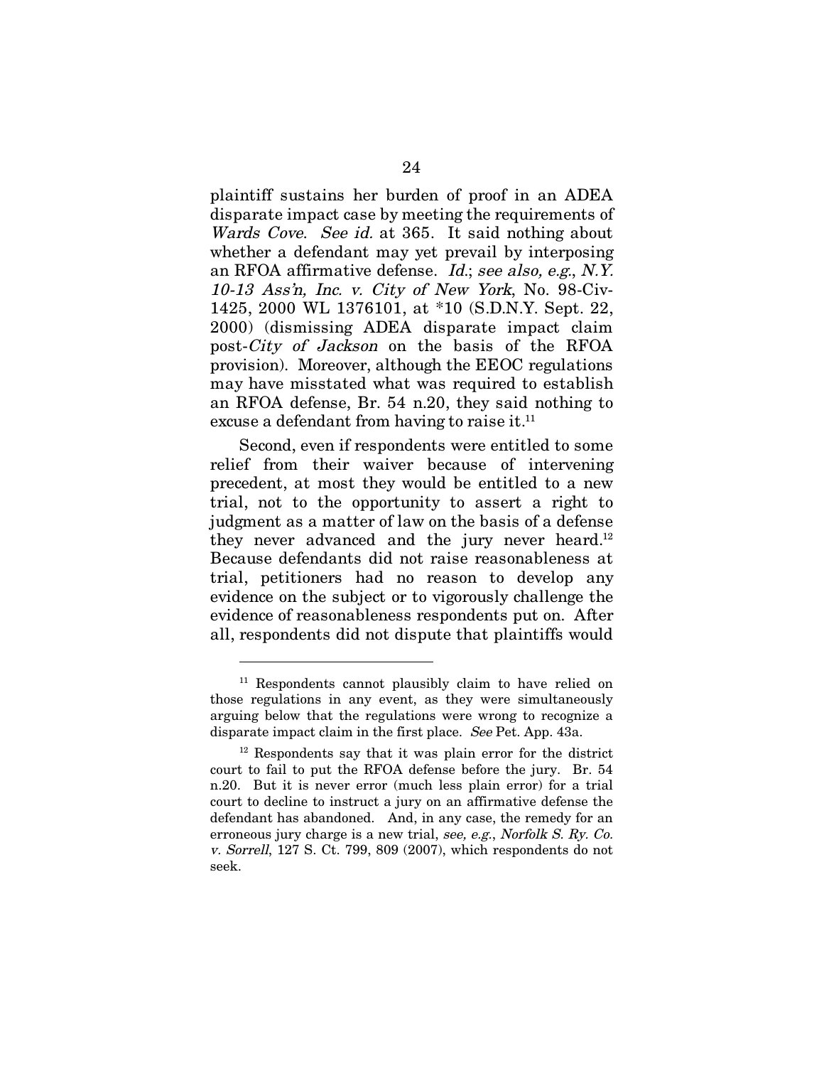plaintiff sustains her burden of proof in an ADEA disparate impact case by meeting the requirements of *Wards Cove*. *See id.* at 365. It said nothing about whether a defendant may yet prevail by interposing an RFOA affirmative defense. *Id.*; *see also, e.g.*, *N.Y. 10-13 Ass'n, Inc. v. City of New York*, No. 98-Civ-1425, 2000 WL 1376101, at *10 (S.D.N.Y. Sept. 22, 2000) (dismissing ADEA disparate impact claim post-*City of Jackson* on the basis of the RFOA provision). Moreover, although the EEOC regulations may have misstated what was required to establish an RFOA defense, Br. 54 n.20, they said nothing to excuse a defendant from having to raise it.[11]

Second, even if respondents were entitled to some relief from their waiver because of intervening precedent, at most they would be entitled to a new trial, not to the opportunity to assert a right to judgment as a matter of law on the basis of a defense they never advanced and the jury never heard.[12] Because defendants did not raise reasonableness at trial, petitioners had no reason to develop any evidence on the subject or to vigorously challenge the evidence of reasonableness respondents put on. After all, respondents did not dispute that plaintiffs would

---

[11] Respondents cannot plausibly claim to have relied on those regulations in any event, as they were simultaneously arguing below that the regulations were wrong to recognize a disparate impact claim in the first place. *See* Pet. App. 43a.

[12] Respondents say that it was plain error for the district court to fail to put the RFOA defense before the jury. Br. 54 n.20. But it is never error (much less plain error) for a trial court to decline to instruct a jury on an affirmative defense the defendant has abandoned. And, in any case, the remedy for an erroneous jury charge is a new trial, *see, e.g.*, *Norfolk S. Ry. Co. v. Sorrell*, 127 S. Ct. 799, 809 (2007), which respondents do not seek.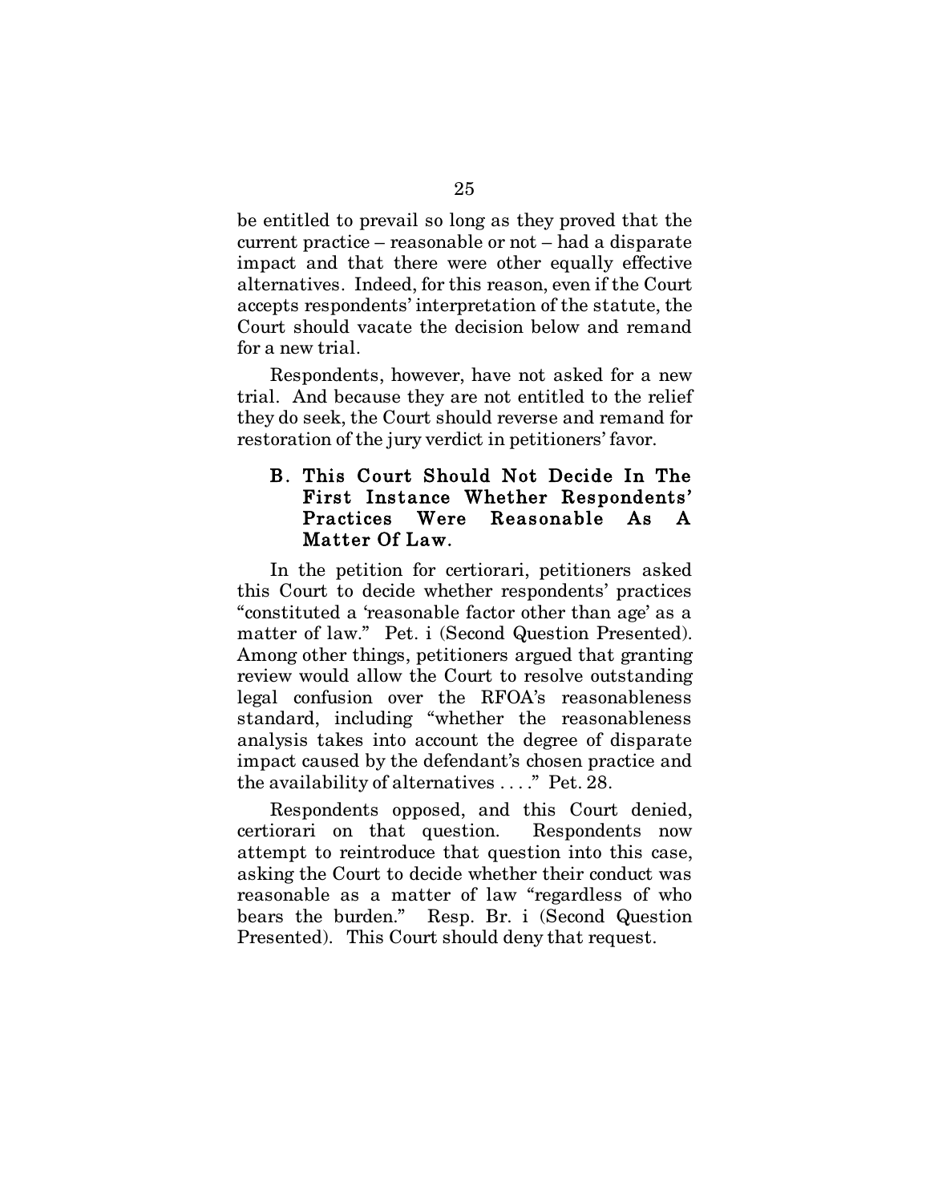be entitled to prevail so long as they proved that the current practice – reasonable or not – had a disparate impact and that there were other equally effective alternatives. Indeed, for this reason, even if the Court accepts respondents' interpretation of the statute, the Court should vacate the decision below and remand for a new trial.

Respondents, however, have not asked for a new trial. And because they are not entitled to the relief they do seek, the Court should reverse and remand for restoration of the jury verdict in petitioners' favor.

### B. This Court Should Not Decide In The First Instance Whether Respondents' Practices Were Reasonable As A Matter Of Law.

In the petition for certiorari, petitioners asked this Court to decide whether respondents' practices "constituted a 'reasonable factor other than age' as a matter of law." Pet. i (Second Question Presented). Among other things, petitioners argued that granting review would allow the Court to resolve outstanding legal confusion over the RFOA's reasonableness standard, including "whether the reasonableness analysis takes into account the degree of disparate impact caused by the defendant's chosen practice and the availability of alternatives . . . ." Pet. 28.

Respondents opposed, and this Court denied, certiorari on that question. Respondents now attempt to reintroduce that question into this case, asking the Court to decide whether their conduct was reasonable as a matter of law "regardless of who bears the burden." Resp. Br. i (Second Question Presented). This Court should deny that request.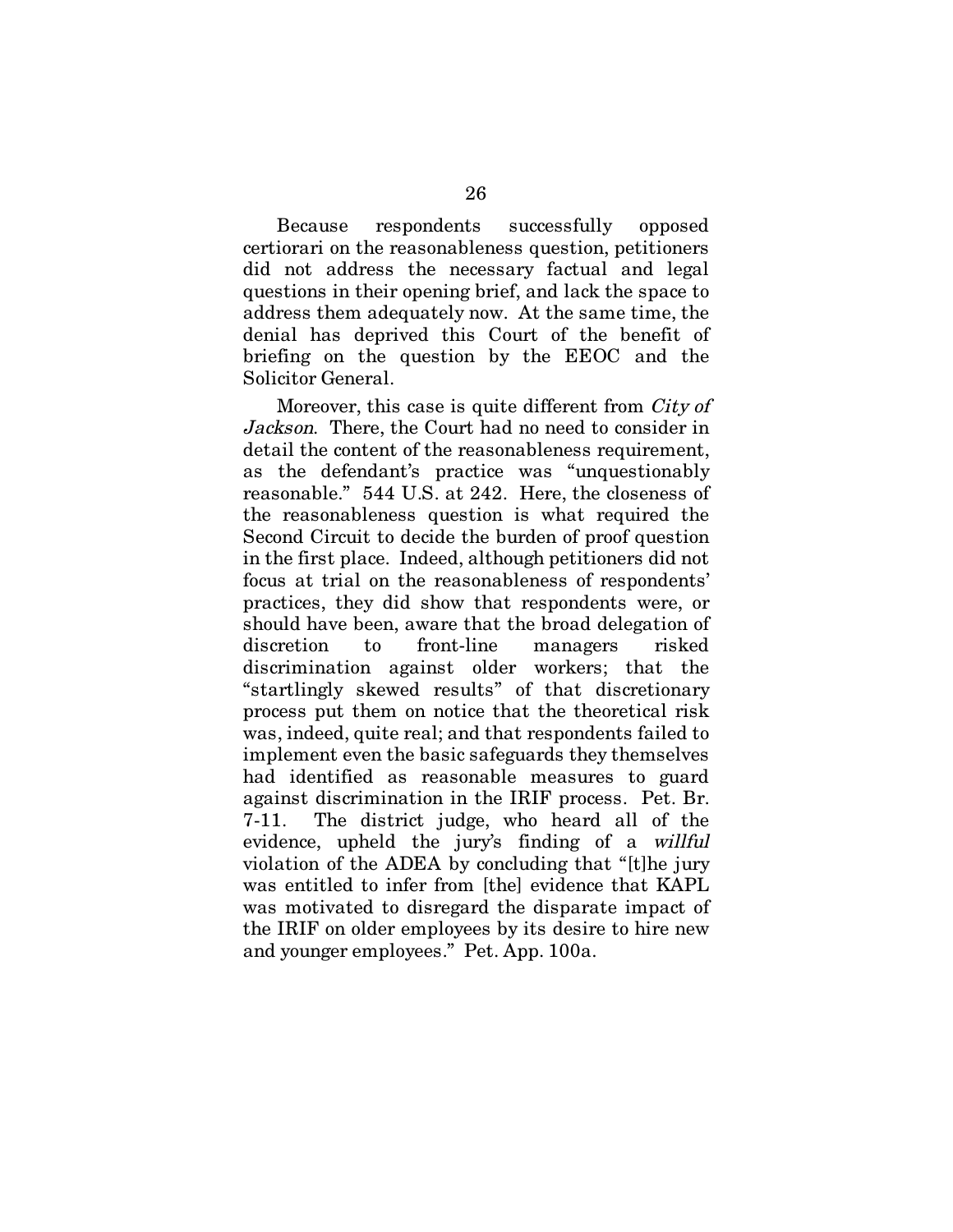Because respondents successfully opposed certiorari on the reasonableness question, petitioners did not address the necessary factual and legal questions in their opening brief, and lack the space to address them adequately now. At the same time, the denial has deprived this Court of the benefit of briefing on the question by the EEOC and the Solicitor General.

Moreover, this case is quite different from *City of Jackson*. There, the Court had no need to consider in detail the content of the reasonableness requirement, as the defendant's practice was "unquestionably reasonable." 544 U.S. at 242. Here, the closeness of the reasonableness question is what required the Second Circuit to decide the burden of proof question in the first place. Indeed, although petitioners did not focus at trial on the reasonableness of respondents' practices, they did show that respondents were, or should have been, aware that the broad delegation of discretion to front-line managers risked discrimination against older workers; that the "startlingly skewed results" of that discretionary process put them on notice that the theoretical risk was, indeed, quite real; and that respondents failed to implement even the basic safeguards they themselves had identified as reasonable measures to guard against discrimination in the IRIF process. Pet. Br. 7-11. The district judge, who heard all of the evidence, upheld the jury's finding of a *willful* violation of the ADEA by concluding that "[t]he jury was entitled to infer from [the] evidence that KAPL was motivated to disregard the disparate impact of the IRIF on older employees by its desire to hire new and younger employees." Pet. App. 100a.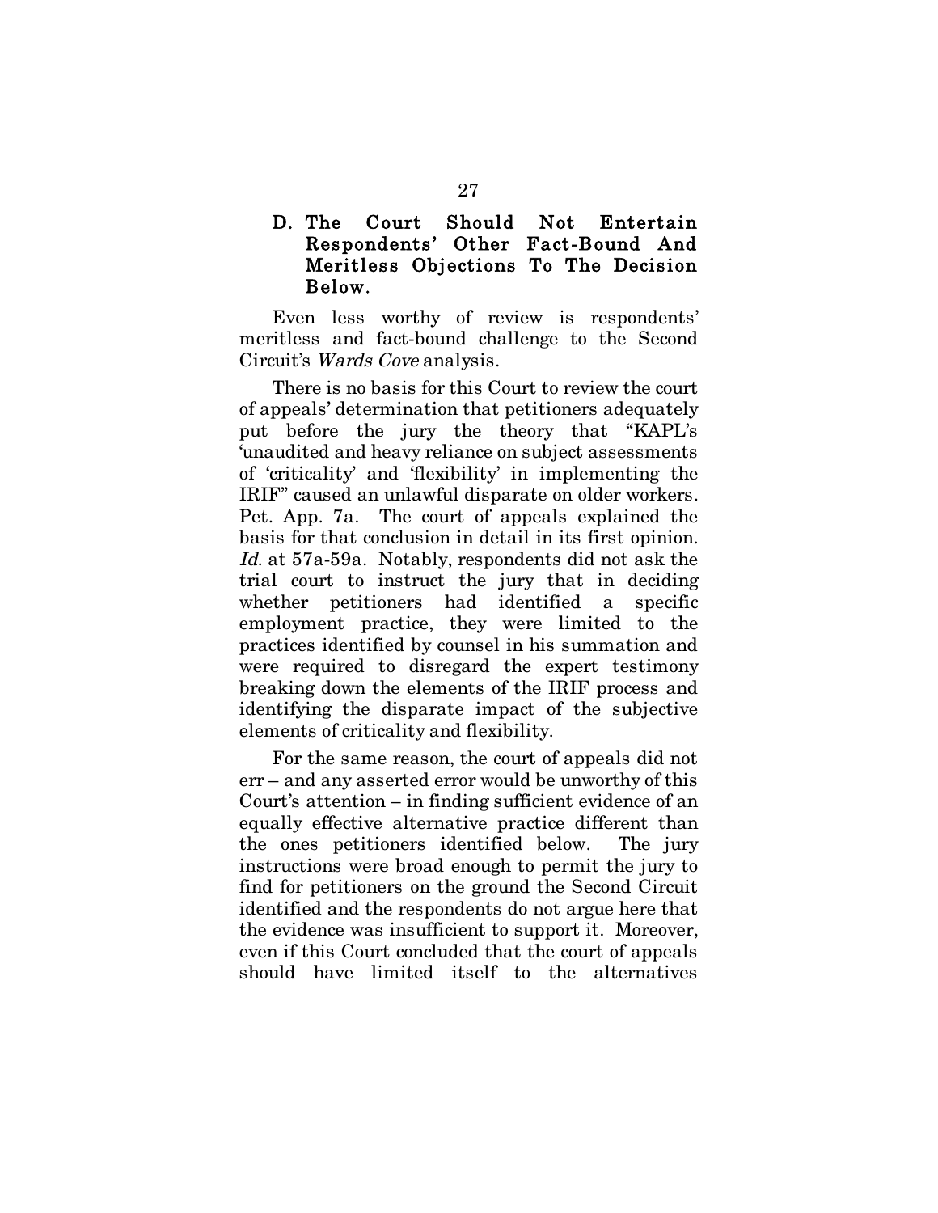### D. The Court Should Not Entertain Respondents' Other Fact-Bound And Meritless Objections To The Decision Below.

Even less worthy of review is respondents' meritless and fact-bound challenge to the Second Circuit's *Wards Cove* analysis.

There is no basis for this Court to review the court of appeals' determination that petitioners adequately put before the jury the theory that "KAPL's 'unaudited and heavy reliance on subject assessments of 'criticality' and 'flexibility' in implementing the IRIF" caused an unlawful disparate on older workers. Pet. App. 7a. The court of appeals explained the basis for that conclusion in detail in its first opinion. *Id.* at 57a-59a. Notably, respondents did not ask the trial court to instruct the jury that in deciding whether petitioners had identified a specific employment practice, they were limited to the practices identified by counsel in his summation and were required to disregard the expert testimony breaking down the elements of the IRIF process and identifying the disparate impact of the subjective elements of criticality and flexibility.

For the same reason, the court of appeals did not err – and any asserted error would be unworthy of this Court's attention – in finding sufficient evidence of an equally effective alternative practice different than the ones petitioners identified below. The jury instructions were broad enough to permit the jury to find for petitioners on the ground the Second Circuit identified and the respondents do not argue here that the evidence was insufficient to support it. Moreover, even if this Court concluded that the court of appeals should have limited itself to the alternatives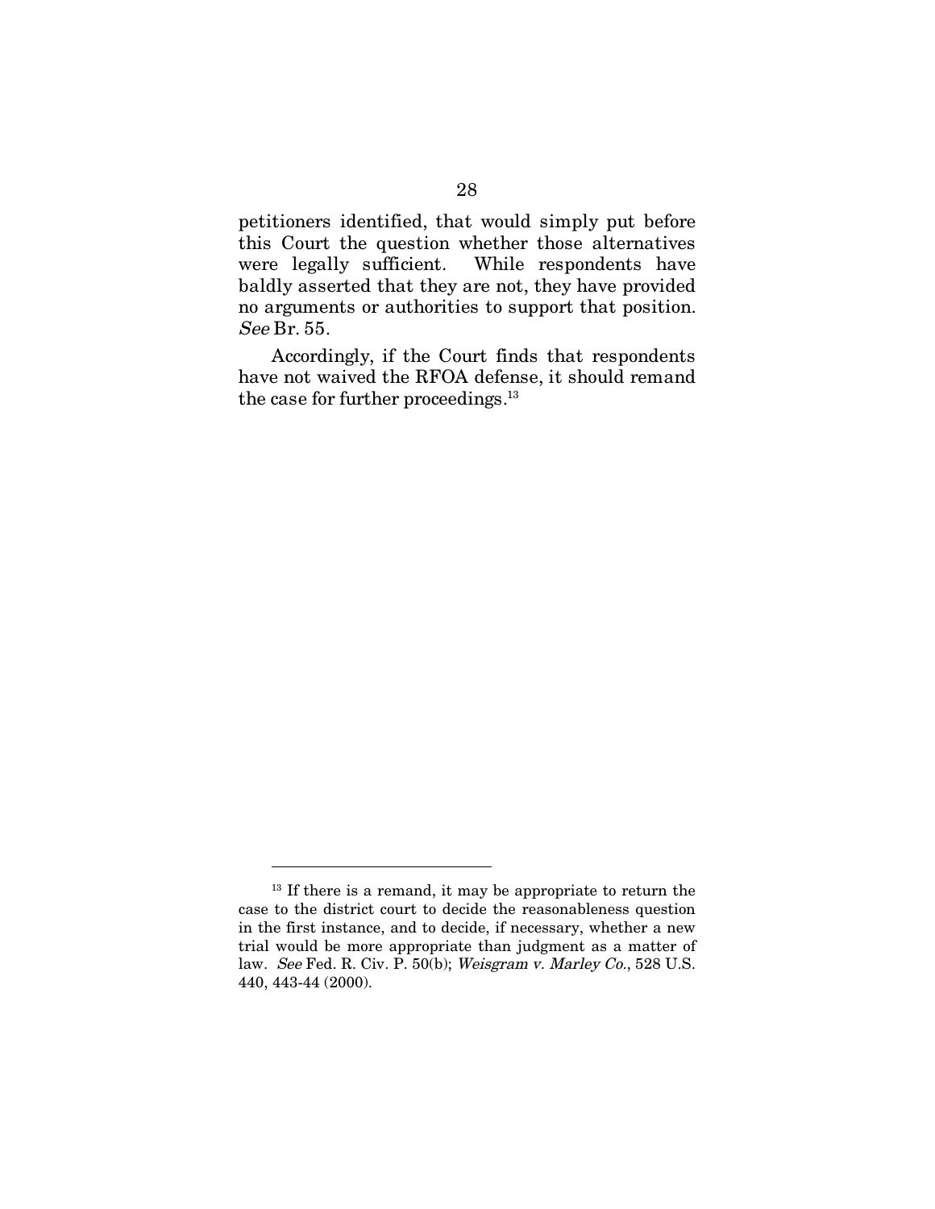petitioners identified, that would simply put before this Court the question whether those alternatives were legally sufficient. While respondents have baldly asserted that they are not, they have provided no arguments or authorities to support that position. *See* Br. 55.

Accordingly, if the Court finds that respondents have not waived the RFOA defense, it should remand the case for further proceedings.[13]

---

[13] If there is a remand, it may be appropriate to return the case to the district court to decide the reasonableness question in the first instance, and to decide, if necessary, whether a new trial would be more appropriate than judgment as a matter of law. *See* Fed. R. Civ. P. 50(b); *Weisgram v. Marley Co.*, 528 U.S. 440, 443-44 (2000).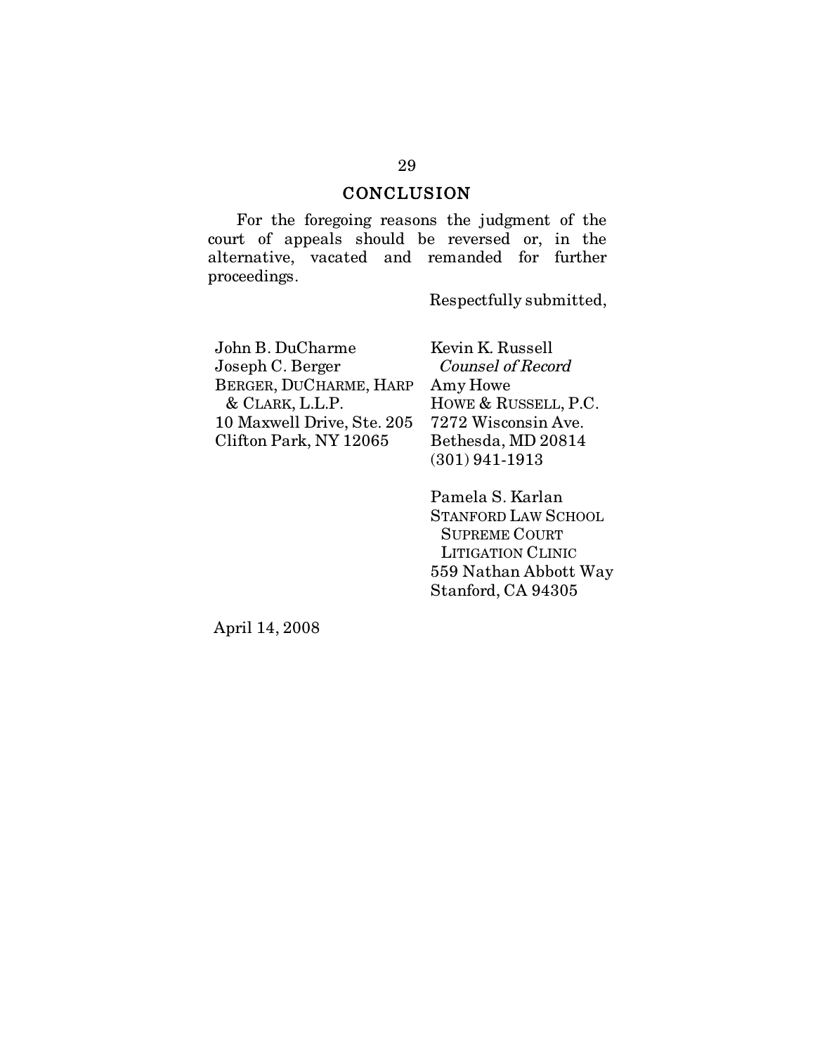## CONCLUSION

For the foregoing reasons the judgment of the court of appeals should be reversed or, in the alternative, vacated and remanded for further proceedings.

Respectfully submitted,

John B. DuCharme
Joseph C. Berger
BERGER, DUCHARME, HARP & CLARK, L.L.P.
10 Maxwell Drive, Ste. 205
Clifton Park, NY 12065

Kevin K. Russell
*Counsel of Record*
Amy Howe
HOWE & RUSSELL, P.C.
7272 Wisconsin Ave.
Bethesda, MD 20814
(301) 941-1913

Pamela S. Karlan
STANFORD LAW SCHOOL SUPREME COURT LITIGATION CLINIC
559 Nathan Abbott Way
Stanford, CA 94305

April 14, 2008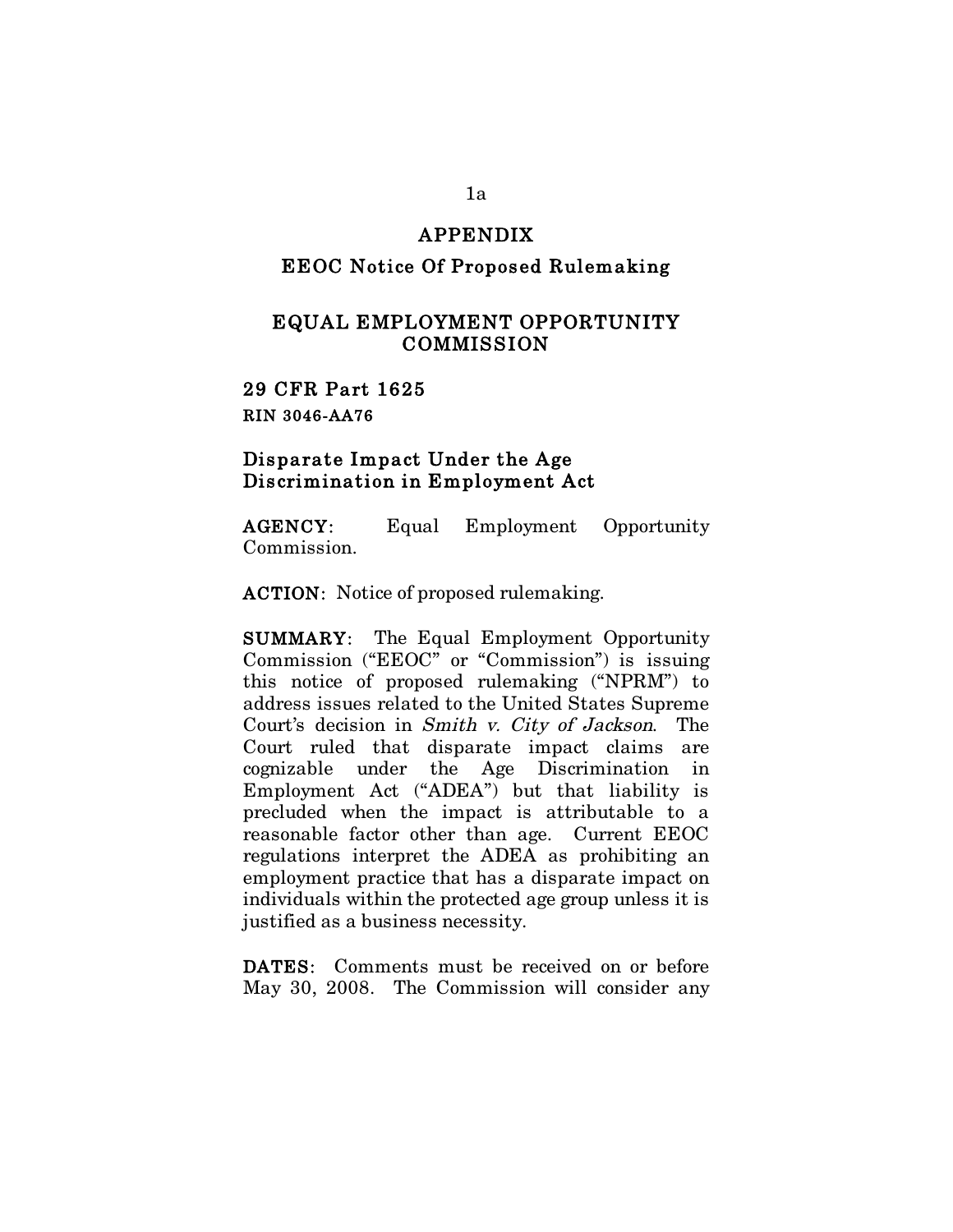# APPENDIX

## EEOC Notice Of Proposed Rulemaking

## EQUAL EMPLOYMENT OPPORTUNITY COMMISSION

### 29 CFR Part 1625

**RIN 3046-AA76**

### Disparate Impact Under the Age Discrimination in Employment Act

**AGENCY**: Equal Employment Opportunity Commission.

**ACTION**: Notice of proposed rulemaking.

**SUMMARY**: The Equal Employment Opportunity Commission ("EEOC" or "Commission") is issuing this notice of proposed rulemaking ("NPRM") to address issues related to the United States Supreme Court's decision in *Smith v. City of Jackson*. The Court ruled that disparate impact claims are cognizable under the Age Discrimination in Employment Act ("ADEA") but that liability is precluded when the impact is attributable to a reasonable factor other than age. Current EEOC regulations interpret the ADEA as prohibiting an employment practice that has a disparate impact on individuals within the protected age group unless it is justified as a business necessity.

**DATES**: Comments must be received on or before May 30, 2008. The Commission will consider any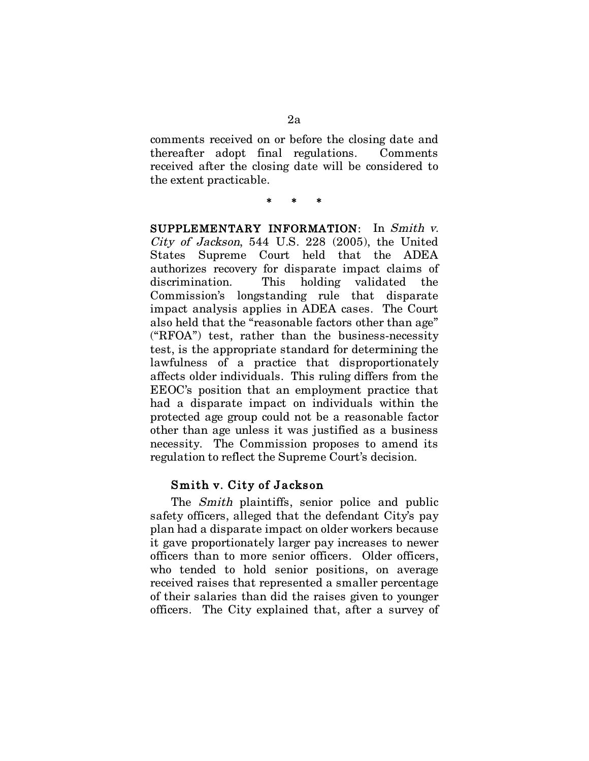comments received on or before the closing date and thereafter adopt final regulations. Comments received after the closing date will be considered to the extent practicable.

\* \* \*

**SUPPLEMENTARY INFORMATION**: In *Smith v. City of Jackson*, 544 U.S. 228 (2005), the United States Supreme Court held that the ADEA authorizes recovery for disparate impact claims of discrimination. This holding validated the Commission's longstanding rule that disparate impact analysis applies in ADEA cases. The Court also held that the "reasonable factors other than age" ("RFOA") test, rather than the business-necessity test, is the appropriate standard for determining the lawfulness of a practice that disproportionately affects older individuals. This ruling differs from the EEOC's position that an employment practice that had a disparate impact on individuals within the protected age group could not be a reasonable factor other than age unless it was justified as a business necessity. The Commission proposes to amend its regulation to reflect the Supreme Court's decision.

### Smith v. City of Jackson

The *Smith* plaintiffs, senior police and public safety officers, alleged that the defendant City's pay plan had a disparate impact on older workers because it gave proportionately larger pay increases to newer officers than to more senior officers. Older officers, who tended to hold senior positions, on average received raises that represented a smaller percentage of their salaries than did the raises given to younger officers. The City explained that, after a survey of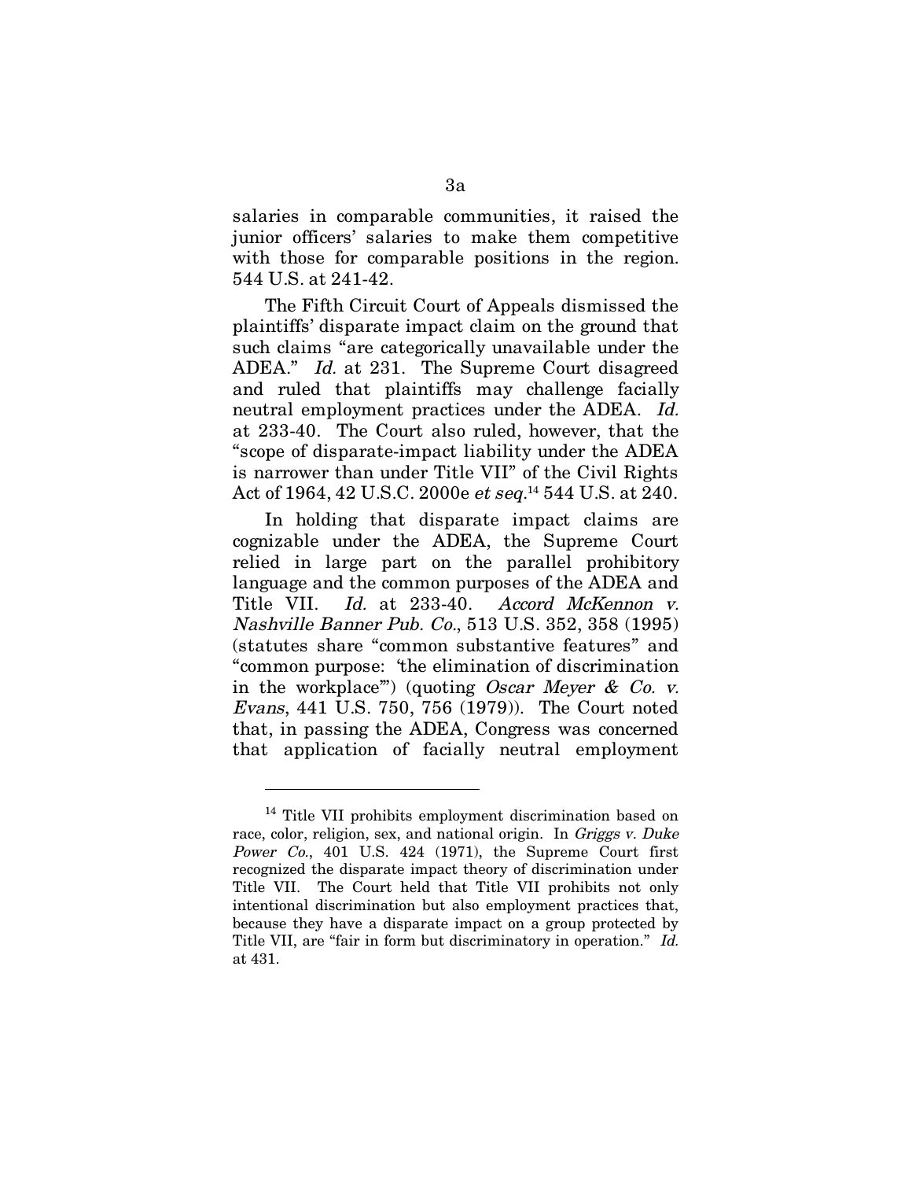salaries in comparable communities, it raised the junior officers' salaries to make them competitive with those for comparable positions in the region. 544 U.S. at 241-42.

The Fifth Circuit Court of Appeals dismissed the plaintiffs' disparate impact claim on the ground that such claims "are categorically unavailable under the ADEA." *Id.* at 231. The Supreme Court disagreed and ruled that plaintiffs may challenge facially neutral employment practices under the ADEA. *Id.* at 233-40. The Court also ruled, however, that the "scope of disparate-impact liability under the ADEA is narrower than under Title VII" of the Civil Rights Act of 1964, 42 U.S.C. 2000e *et seq.*[14] 544 U.S. at 240.

In holding that disparate impact claims are cognizable under the ADEA, the Supreme Court relied in large part on the parallel prohibitory language and the common purposes of the ADEA and Title VII. *Id.* at 233-40. *Accord McKennon v. Nashville Banner Pub. Co.*, 513 U.S. 352, 358 (1995) (statutes share "common substantive features" and "common purpose: 'the elimination of discrimination in the workplace'") (quoting *Oscar Meyer & Co. v. Evans*, 441 U.S. 750, 756 (1979)). The Court noted that, in passing the ADEA, Congress was concerned that application of facially neutral employment

---

[14] Title VII prohibits employment discrimination based on race, color, religion, sex, and national origin. In *Griggs v. Duke Power Co.*, 401 U.S. 424 (1971), the Supreme Court first recognized the disparate impact theory of discrimination under Title VII. The Court held that Title VII prohibits not only intentional discrimination but also employment practices that, because they have a disparate impact on a group protected by Title VII, are "fair in form but discriminatory in operation." *Id.* at 431.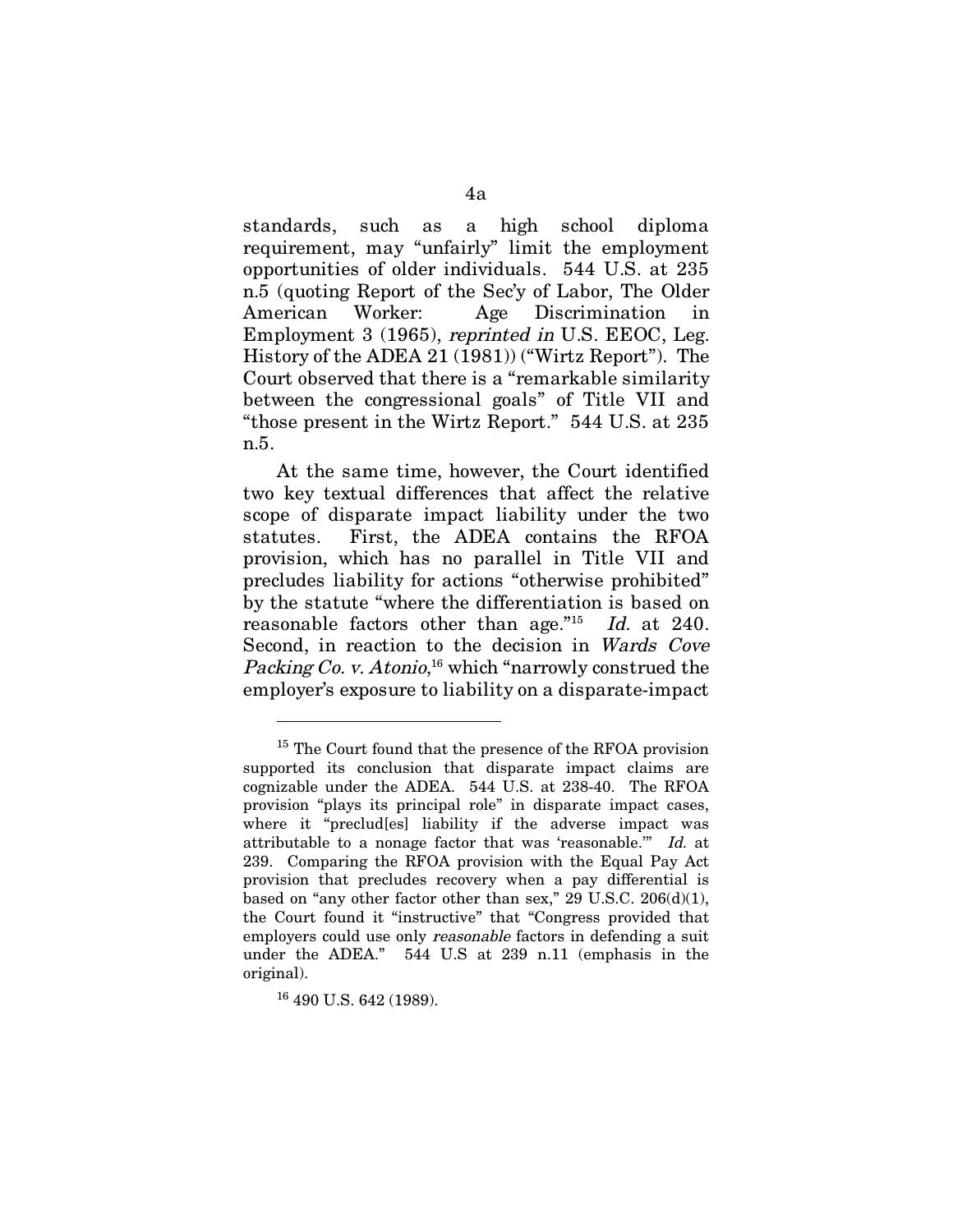standards, such as a high school diploma requirement, may "unfairly" limit the employment opportunities of older individuals. 544 U.S. at 235 n.5 (quoting Report of the Sec'y of Labor, The Older American Worker: Age Discrimination in Employment 3 (1965), *reprinted in* U.S. EEOC, Leg. History of the ADEA 21 (1981)) ("Wirtz Report"). The Court observed that there is a "remarkable similarity between the congressional goals" of Title VII and "those present in the Wirtz Report." 544 U.S. at 235 n.5.

At the same time, however, the Court identified two key textual differences that affect the relative scope of disparate impact liability under the two statutes. First, the ADEA contains the RFOA provision, which has no parallel in Title VII and precludes liability for actions "otherwise prohibited" by the statute "where the differentiation is based on reasonable factors other than age."[15] *Id.* at 240. Second, in reaction to the decision in *Wards Cove Packing Co. v. Atonio*,[16] which "narrowly construed the employer's exposure to liability on a disparate-impact

---

[15] The Court found that the presence of the RFOA provision supported its conclusion that disparate impact claims are cognizable under the ADEA. 544 U.S. at 238-40. The RFOA provision "plays its principal role" in disparate impact cases, where it "preclud[es] liability if the adverse impact was attributable to a nonage factor that was 'reasonable.'" *Id.* at 239. Comparing the RFOA provision with the Equal Pay Act provision that precludes recovery when a pay differential is based on "any other factor other than sex," 29 U.S.C. 206(d)(1), the Court found it "instructive" that "Congress provided that employers could use only *reasonable* factors in defending a suit under the ADEA." 544 U.S at 239 n.11 (emphasis in the original).

[16] 490 U.S. 642 (1989).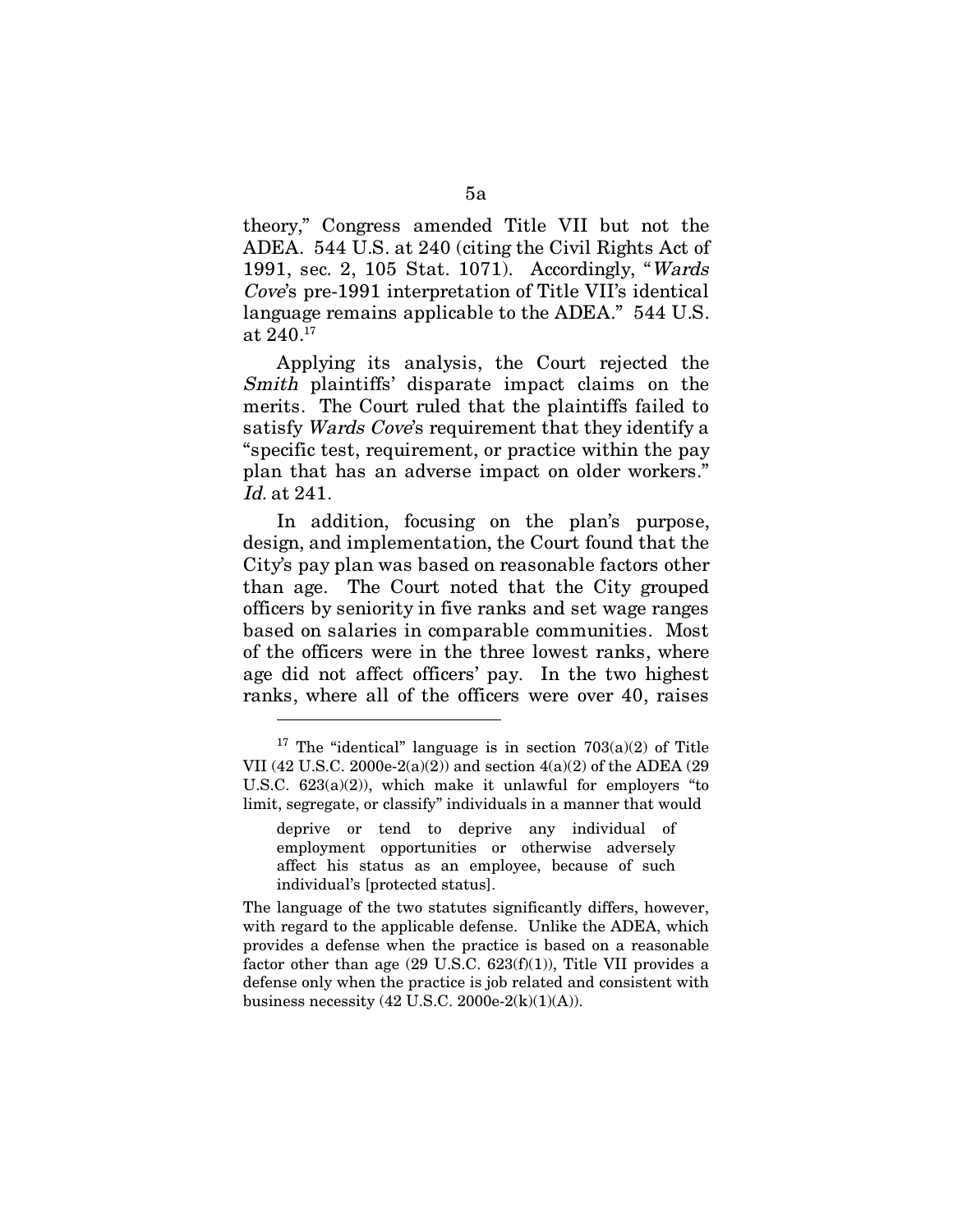theory," Congress amended Title VII but not the ADEA. 544 U.S. at 240 (citing the Civil Rights Act of 1991, sec. 2, 105 Stat. 1071). Accordingly, "*Wards Cove*'s pre-1991 interpretation of Title VII's identical language remains applicable to the ADEA." 544 U.S. at 240.[17]

Applying its analysis, the Court rejected the *Smith* plaintiffs' disparate impact claims on the merits. The Court ruled that the plaintiffs failed to satisfy *Wards Cove*'s requirement that they identify a "specific test, requirement, or practice within the pay plan that has an adverse impact on older workers." *Id.* at 241.

In addition, focusing on the plan's purpose, design, and implementation, the Court found that the City's pay plan was based on reasonable factors other than age. The Court noted that the City grouped officers by seniority in five ranks and set wage ranges based on salaries in comparable communities. Most of the officers were in the three lowest ranks, where age did not affect officers' pay. In the two highest ranks, where all of the officers were over 40, raises

---

[17] The "identical" language is in section 703(a)(2) of Title VII (42 U.S.C. 2000e-2(a)(2)) and section 4(a)(2) of the ADEA (29 U.S.C. 623(a)(2)), which make it unlawful for employers "to limit, segregate, or classify" individuals in a manner that would

> deprive or tend to deprive any individual of employment opportunities or otherwise adversely affect his status as an employee, because of such individual's [protected status].

The language of the two statutes significantly differs, however, with regard to the applicable defense. Unlike the ADEA, which provides a defense when the practice is based on a reasonable factor other than age (29 U.S.C. 623(f)(1)), Title VII provides a defense only when the practice is job related and consistent with business necessity (42 U.S.C. 2000e-2(k)(1)(A)).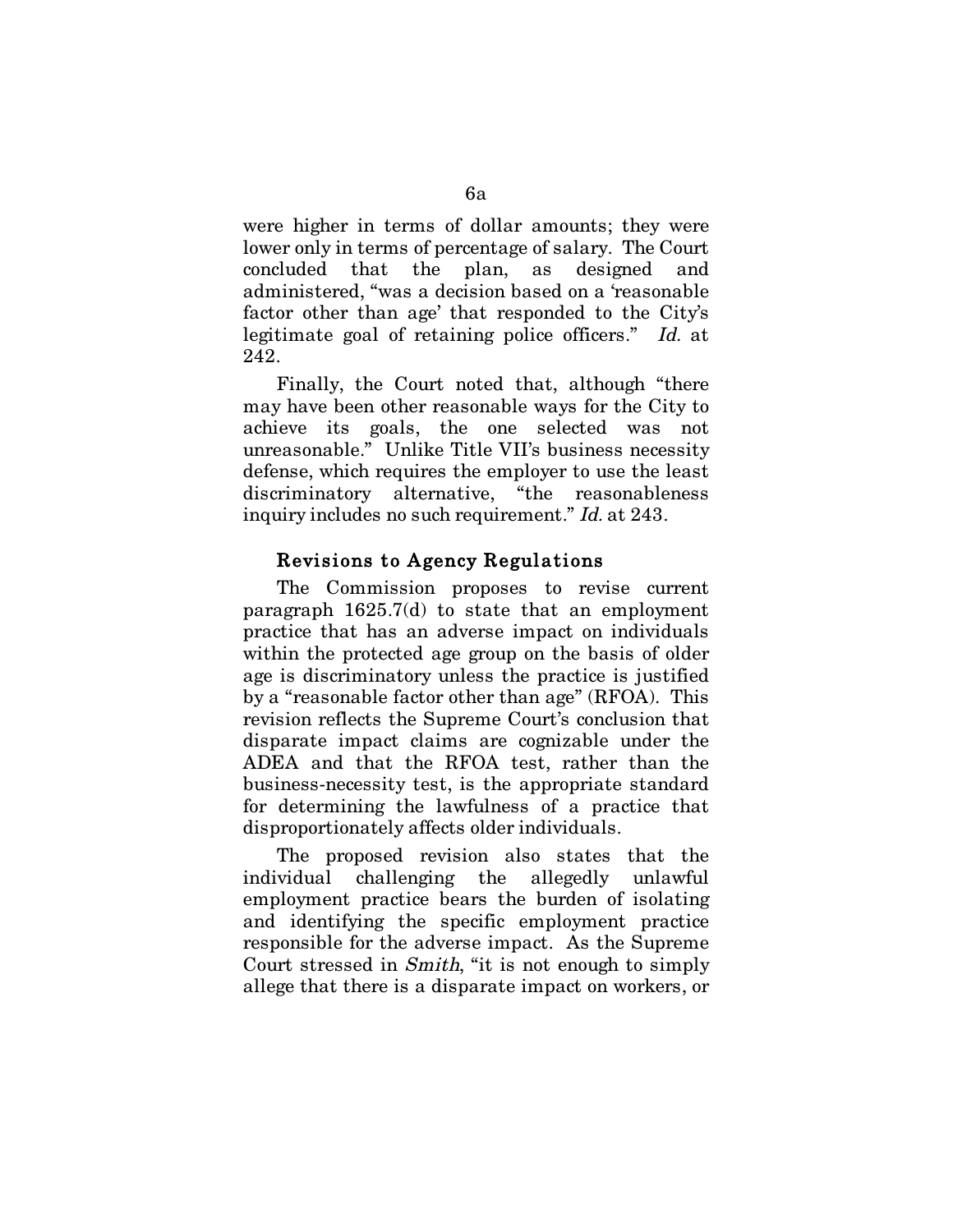were higher in terms of dollar amounts; they were lower only in terms of percentage of salary. The Court concluded that the plan, as designed and administered, "was a decision based on a 'reasonable factor other than age' that responded to the City's legitimate goal of retaining police officers." *Id.* at 242.

Finally, the Court noted that, although "there may have been other reasonable ways for the City to achieve its goals, the one selected was not unreasonable." Unlike Title VII's business necessity defense, which requires the employer to use the least discriminatory alternative, "the reasonableness inquiry includes no such requirement." *Id.* at 243.

### Revisions to Agency Regulations

The Commission proposes to revise current paragraph 1625.7(d) to state that an employment practice that has an adverse impact on individuals within the protected age group on the basis of older age is discriminatory unless the practice is justified by a "reasonable factor other than age" (RFOA). This revision reflects the Supreme Court's conclusion that disparate impact claims are cognizable under the ADEA and that the RFOA test, rather than the business-necessity test, is the appropriate standard for determining the lawfulness of a practice that disproportionately affects older individuals.

The proposed revision also states that the individual challenging the allegedly unlawful employment practice bears the burden of isolating and identifying the specific employment practice responsible for the adverse impact. As the Supreme Court stressed in *Smith*, "it is not enough to simply allege that there is a disparate impact on workers, or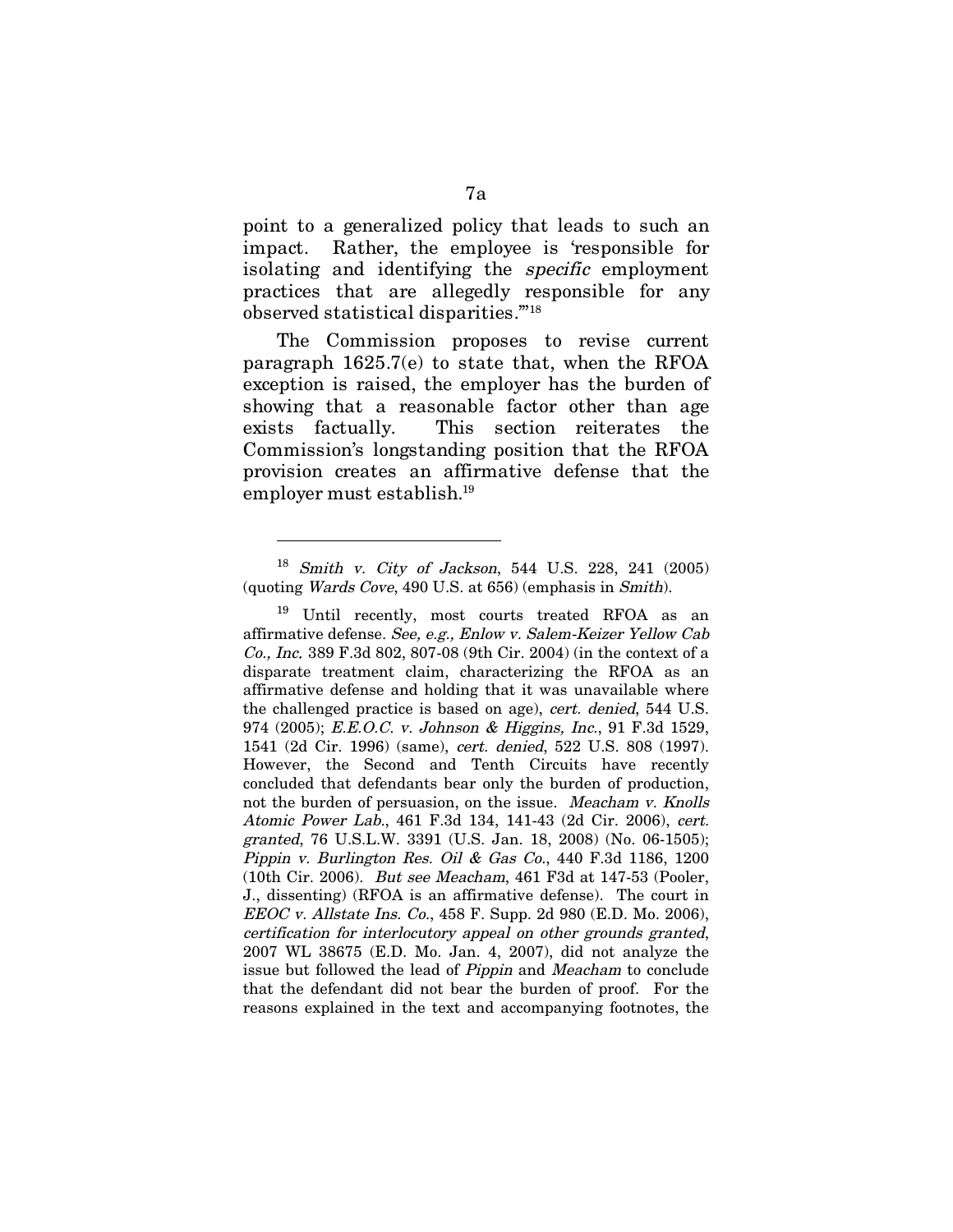point to a generalized policy that leads to such an impact. Rather, the employee is 'responsible for isolating and identifying the *specific* employment practices that are allegedly responsible for any observed statistical disparities.'"[18]

The Commission proposes to revise current paragraph 1625.7(e) to state that, when the RFOA exception is raised, the employer has the burden of showing that a reasonable factor other than age exists factually. This section reiterates the Commission's longstanding position that the RFOA provision creates an affirmative defense that the employer must establish.[19]

---

[18] *Smith v. City of Jackson*, 544 U.S. 228, 241 (2005) (quoting *Wards Cove*, 490 U.S. at 656) (emphasis in *Smith*).

[19] Until recently, most courts treated RFOA as an affirmative defense. *See, e.g., Enlow v. Salem-Keizer Yellow Cab Co., Inc.* 389 F.3d 802, 807-08 (9th Cir. 2004) (in the context of a disparate treatment claim, characterizing the RFOA as an affirmative defense and holding that it was unavailable where the challenged practice is based on age), *cert. denied*, 544 U.S. 974 (2005); *E.E.O.C. v. Johnson & Higgins, Inc.*, 91 F.3d 1529, 1541 (2d Cir. 1996) (same), *cert. denied*, 522 U.S. 808 (1997). However, the Second and Tenth Circuits have recently concluded that defendants bear only the burden of production, not the burden of persuasion, on the issue. *Meacham v. Knolls Atomic Power Lab.*, 461 F.3d 134, 141-43 (2d Cir. 2006), *cert. granted*, 76 U.S.L.W. 3391 (U.S. Jan. 18, 2008) (No. 06-1505); *Pippin v. Burlington Res. Oil & Gas Co.*, 440 F.3d 1186, 1200 (10th Cir. 2006). *But see Meacham*, 461 F3d at 147-53 (Pooler, J., dissenting) (RFOA is an affirmative defense). The court in *EEOC v. Allstate Ins. Co.*, 458 F. Supp. 2d 980 (E.D. Mo. 2006), *certification for interlocutory appeal on other grounds granted*, 2007 WL 38675 (E.D. Mo. Jan. 4, 2007), did not analyze the issue but followed the lead of *Pippin* and *Meacham* to conclude that the defendant did not bear the burden of proof. For the reasons explained in the text and accompanying footnotes, the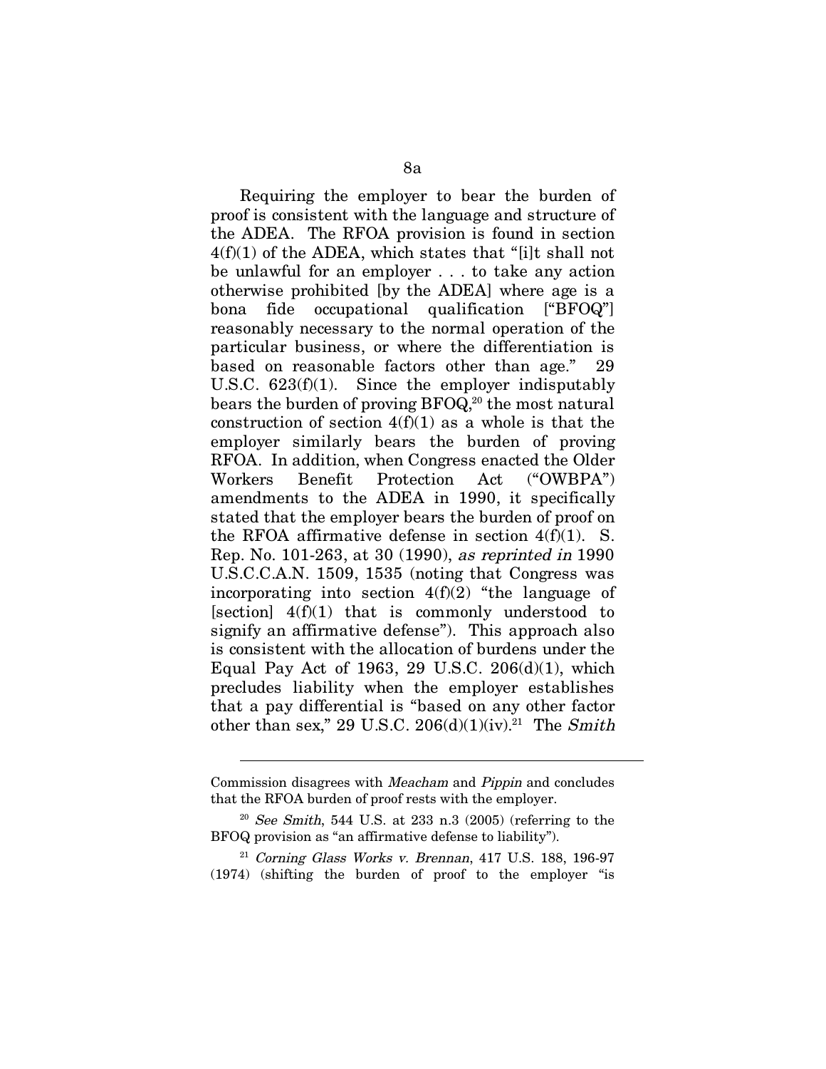Requiring the employer to bear the burden of proof is consistent with the language and structure of the ADEA. The RFOA provision is found in section 4(f)(1) of the ADEA, which states that "[i]t shall not be unlawful for an employer . . . to take any action otherwise prohibited [by the ADEA] where age is a bona fide occupational qualification ["BFOQ"] reasonably necessary to the normal operation of the particular business, or where the differentiation is based on reasonable factors other than age." 29 U.S.C. 623(f)(1). Since the employer indisputably bears the burden of proving BFOQ,[20] the most natural construction of section 4(f)(1) as a whole is that the employer similarly bears the burden of proving RFOA. In addition, when Congress enacted the Older Workers Benefit Protection Act ("OWBPA") amendments to the ADEA in 1990, it specifically stated that the employer bears the burden of proof on the RFOA affirmative defense in section 4(f)(1). S. Rep. No. 101-263, at 30 (1990), *as reprinted in* 1990 U.S.C.C.A.N. 1509, 1535 (noting that Congress was incorporating into section 4(f)(2) "the language of [section] 4(f)(1) that is commonly understood to signify an affirmative defense"). This approach also is consistent with the allocation of burdens under the Equal Pay Act of 1963, 29 U.S.C. 206(d)(1), which precludes liability when the employer establishes that a pay differential is "based on any other factor other than sex," 29 U.S.C. 206(d)(1)(iv).[21] The *Smith*

---

Commission disagrees with *Meacham* and *Pippin* and concludes that the RFOA burden of proof rests with the employer.

[20] *See Smith*, 544 U.S. at 233 n.3 (2005) (referring to the BFOQ provision as "an affirmative defense to liability").

[21] *Corning Glass Works v. Brennan*, 417 U.S. 188, 196-97 (1974) (shifting the burden of proof to the employer "is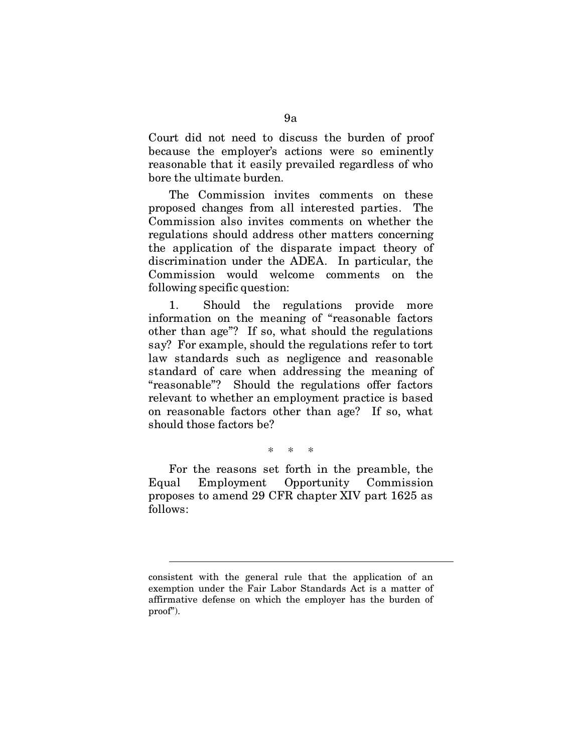Court did not need to discuss the burden of proof because the employer's actions were so eminently reasonable that it easily prevailed regardless of who bore the ultimate burden.

The Commission invites comments on these proposed changes from all interested parties. The Commission also invites comments on whether the regulations should address other matters concerning the application of the disparate impact theory of discrimination under the ADEA. In particular, the Commission would welcome comments on the following specific question:

1. Should the regulations provide more information on the meaning of "reasonable factors other than age"? If so, what should the regulations say? For example, should the regulations refer to tort law standards such as negligence and reasonable standard of care when addressing the meaning of "reasonable"? Should the regulations offer factors relevant to whether an employment practice is based on reasonable factors other than age? If so, what should those factors be?

\* \* \*

For the reasons set forth in the preamble, the Equal Employment Opportunity Commission proposes to amend 29 CFR chapter XIV part 1625 as follows:

---

consistent with the general rule that the application of an exemption under the Fair Labor Standards Act is a matter of affirmative defense on which the employer has the burden of proof").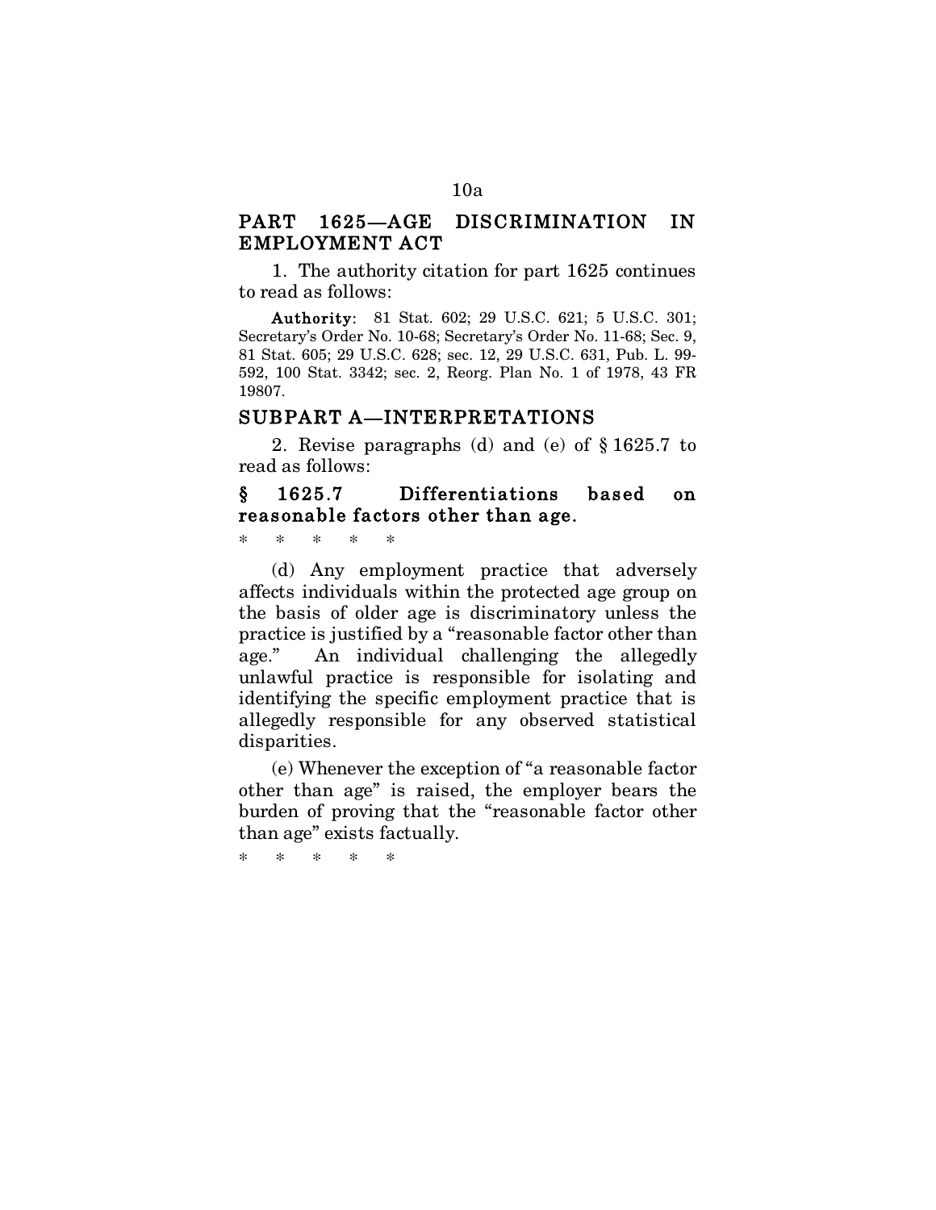## PART 1625—AGE DISCRIMINATION IN EMPLOYMENT ACT

1. The authority citation for part 1625 continues to read as follows:

**Authority**: 81 Stat. 602; 29 U.S.C. 621; 5 U.S.C. 301; Secretary's Order No. 10-68; Secretary's Order No. 11-68; Sec. 9, 81 Stat. 605; 29 U.S.C. 628; sec. 12, 29 U.S.C. 631, Pub. L. 99-592, 100 Stat. 3342; sec. 2, Reorg. Plan No. 1 of 1978, 43 FR 19807.

## SUBPART A—INTERPRETATIONS

2. Revise paragraphs (d) and (e) of § 1625.7 to read as follows:

### § 1625.7 Differentiations based on reasonable factors other than age.

\* \* \* \* \*

(d) Any employment practice that adversely affects individuals within the protected age group on the basis of older age is discriminatory unless the practice is justified by a "reasonable factor other than age." An individual challenging the allegedly unlawful practice is responsible for isolating and identifying the specific employment practice that is allegedly responsible for any observed statistical disparities.

(e) Whenever the exception of "a reasonable factor other than age" is raised, the employer bears the burden of proving that the "reasonable factor other than age" exists factually.

\* \* \* \* \*